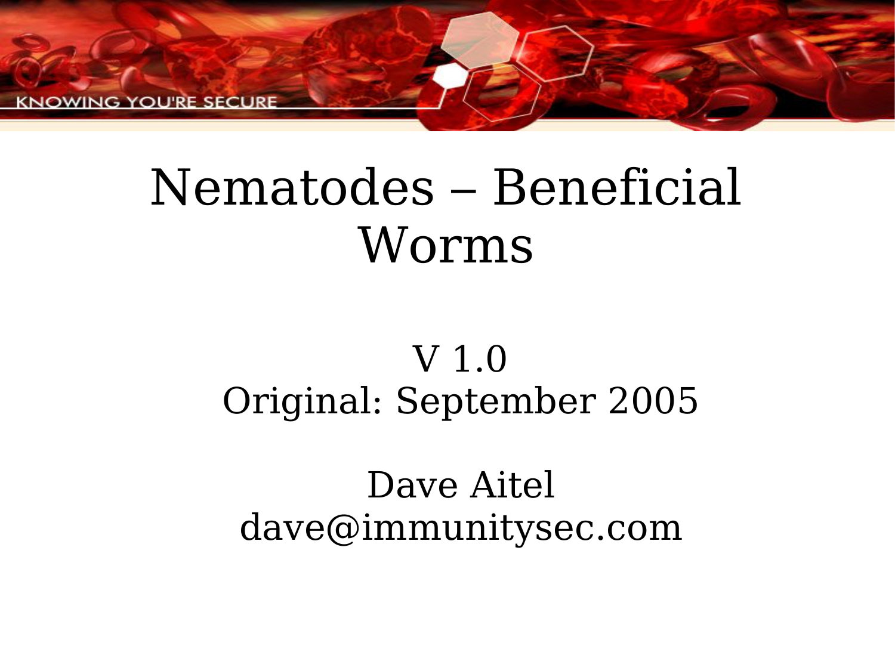# Nematodes – Beneficial Worms

V 1.0
Original: September 2005

Dave Aitel
dave@immunitysec.com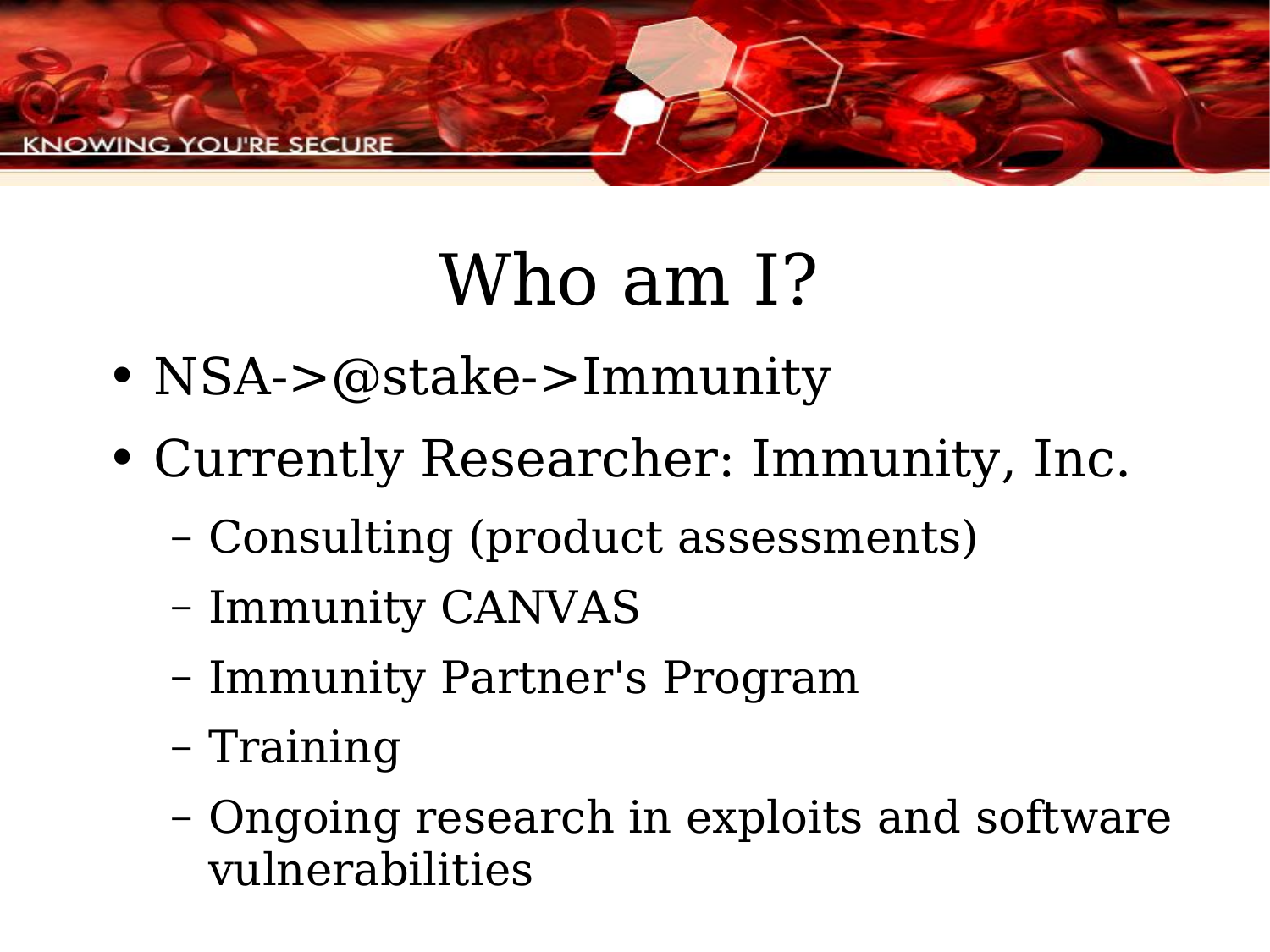# Who am I?

- NSA->@stake->Immunity
- Currently Researcher: Immunity, Inc.
  - Consulting (product assessments)
  - Immunity CANVAS
  - Immunity Partner's Program
  - Training
  - Ongoing research in exploits and software vulnerabilities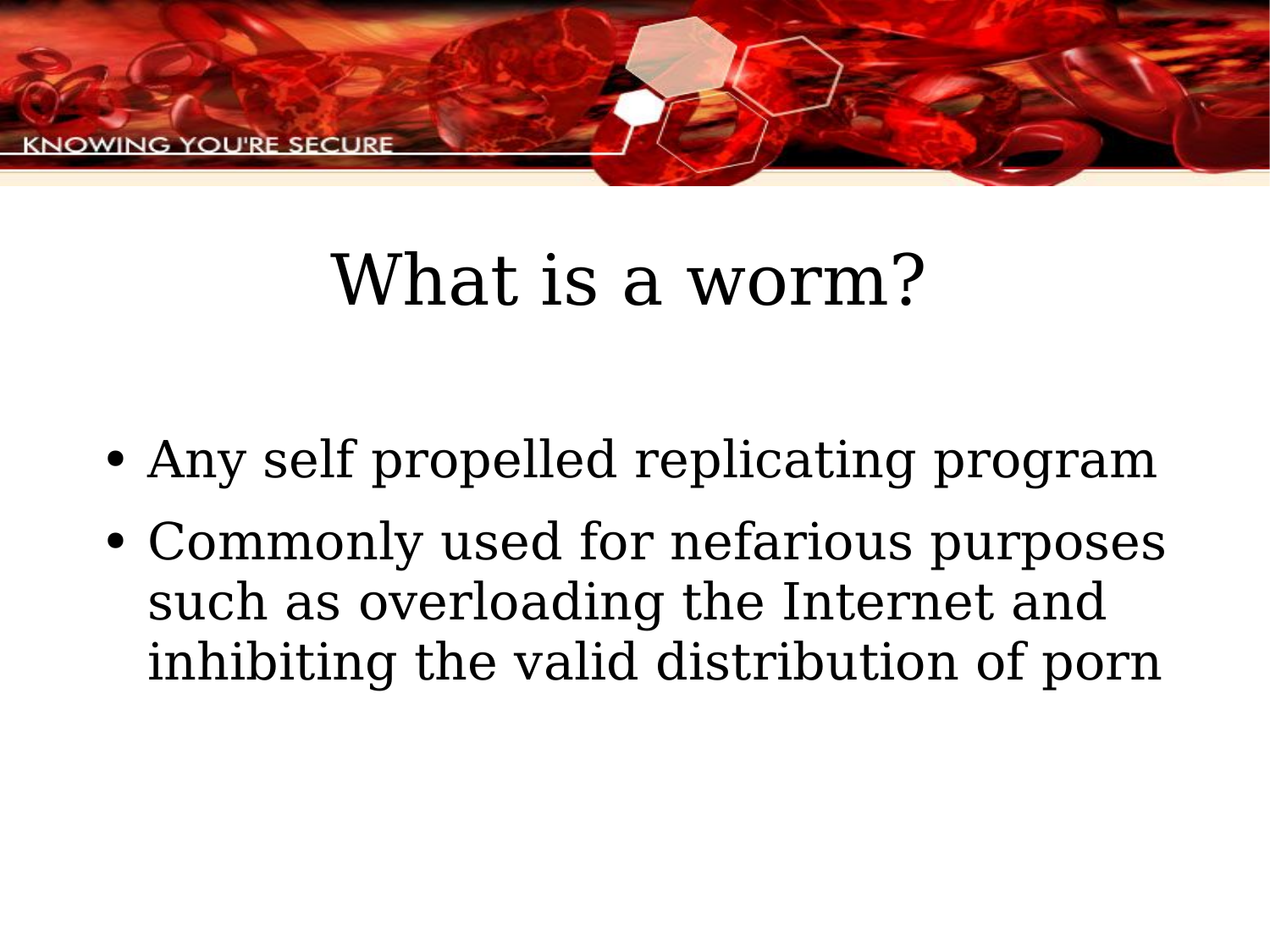# What is a worm?

- Any self propelled replicating program
- Commonly used for nefarious purposes such as overloading the Internet and inhibiting the valid distribution of porn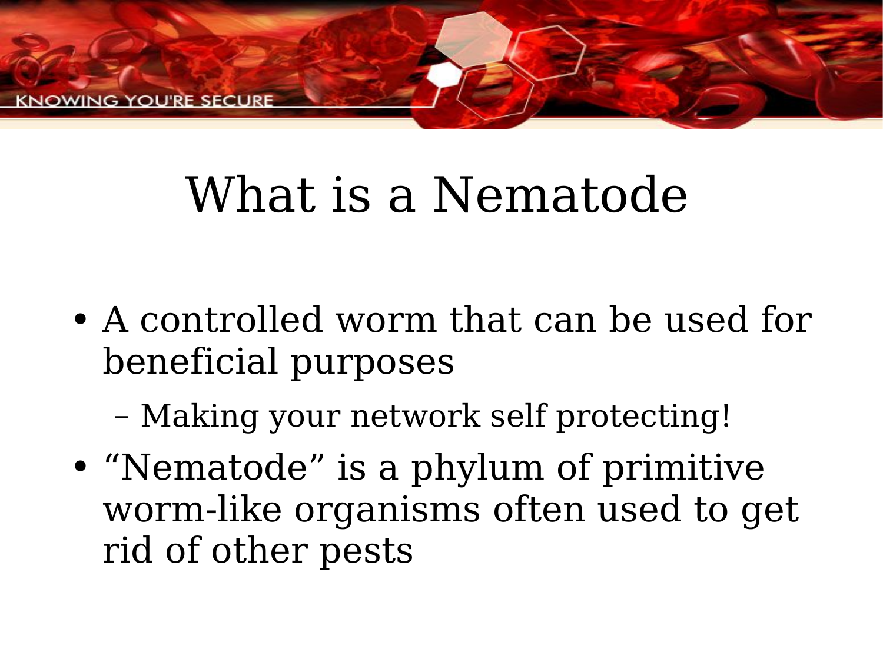# What is a Nematode

- A controlled worm that can be used for beneficial purposes
  - Making your network self protecting!
- "Nematode" is a phylum of primitive worm-like organisms often used to get rid of other pests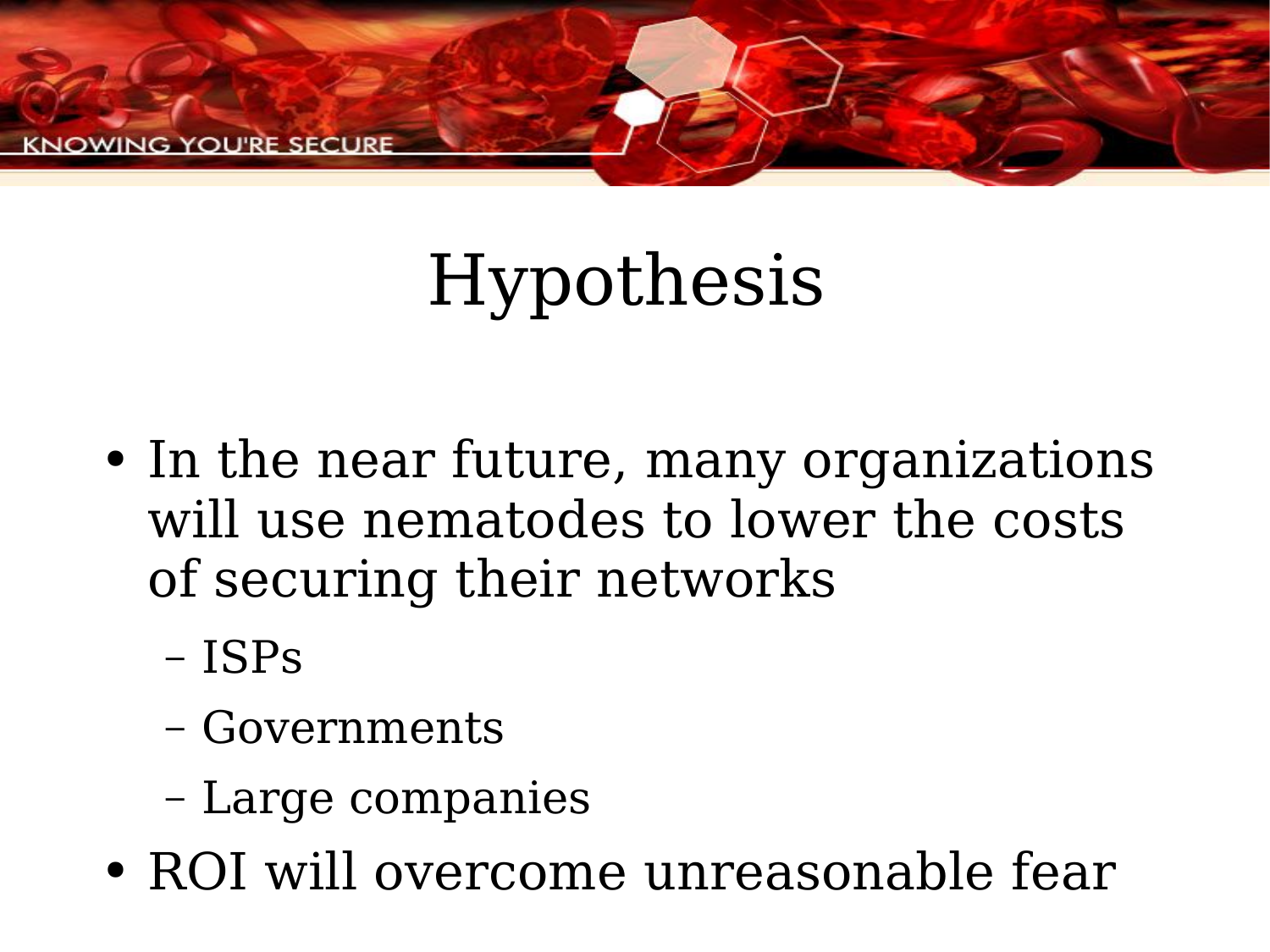# Hypothesis

- In the near future, many organizations will use nematodes to lower the costs of securing their networks
  - ISPs
  - Governments
  - Large companies
- ROI will overcome unreasonable fear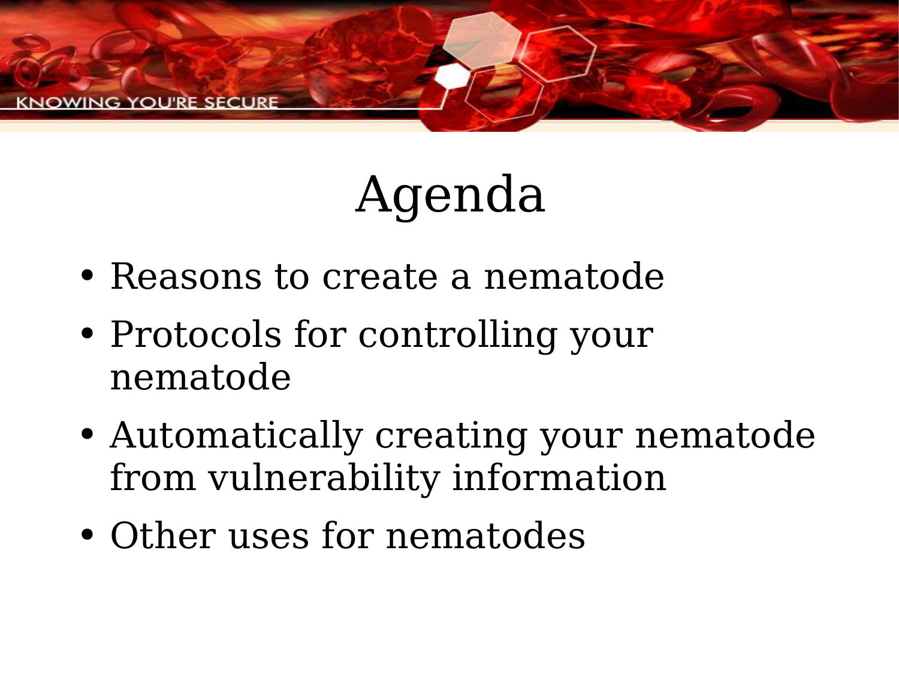# Agenda

- Reasons to create a nematode
- Protocols for controlling your nematode
- Automatically creating your nematode from vulnerability information
- Other uses for nematodes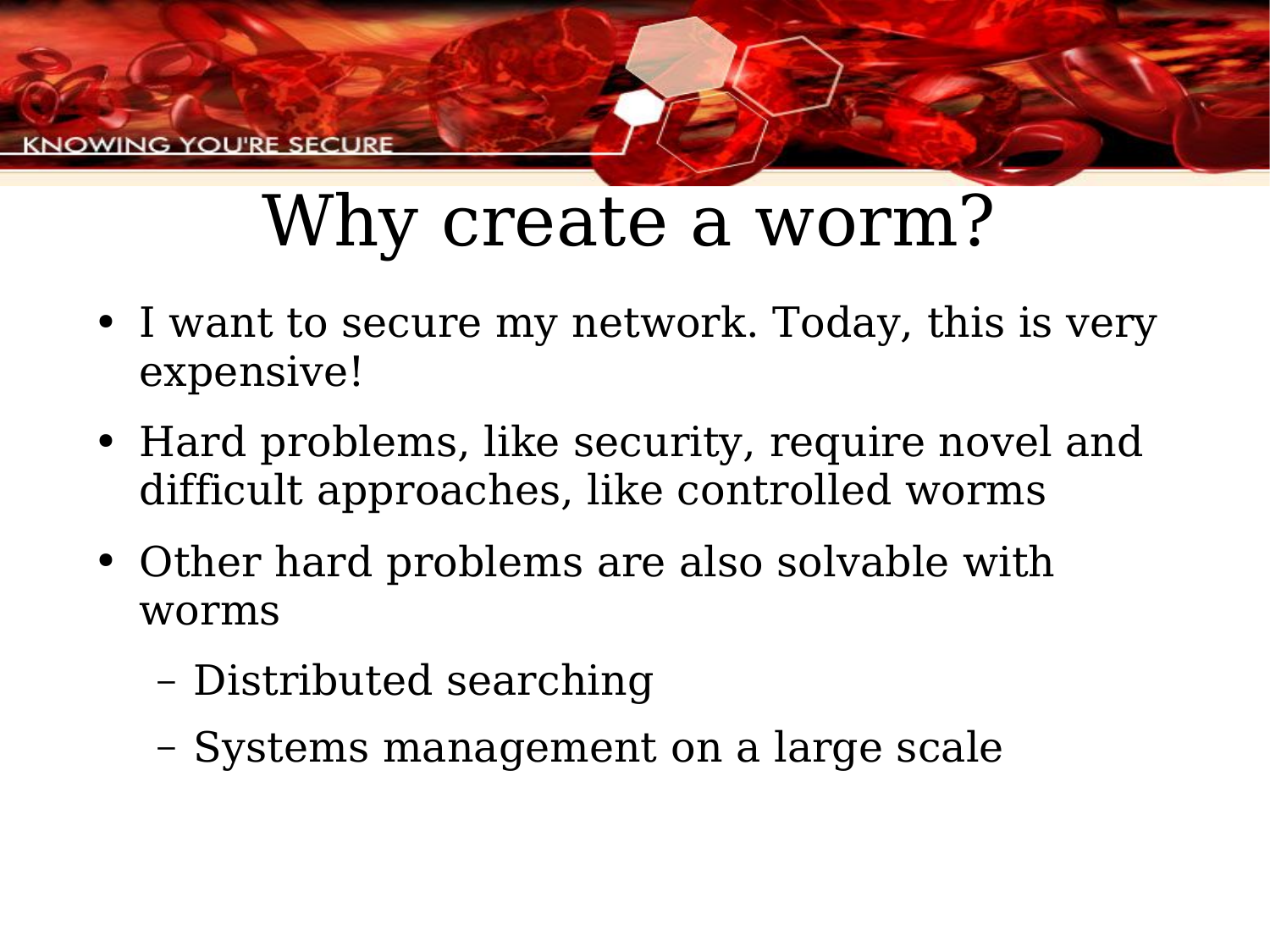# Why create a worm?

- I want to secure my network. Today, this is very expensive!
- Hard problems, like security, require novel and difficult approaches, like controlled worms
- Other hard problems are also solvable with worms
  - Distributed searching
  - Systems management on a large scale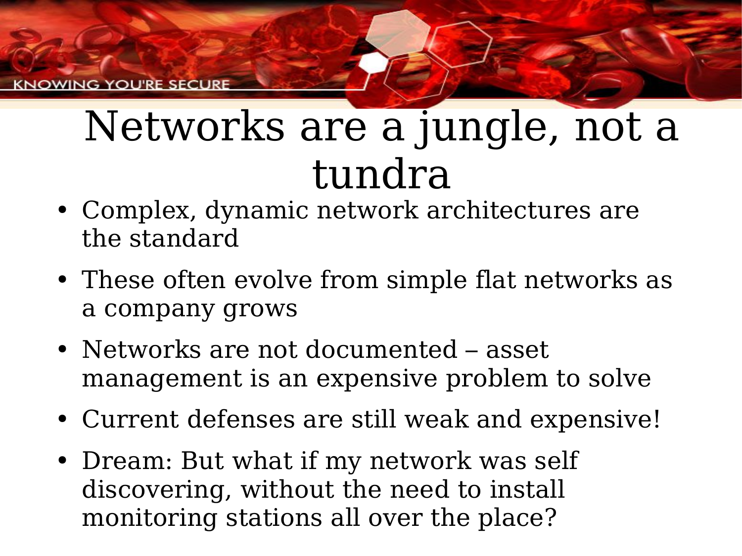# Networks are a jungle, not a tundra

- Complex, dynamic network architectures are the standard
- These often evolve from simple flat networks as a company grows
- Networks are not documented – asset management is an expensive problem to solve
- Current defenses are still weak and expensive!
- Dream: But what if my network was self discovering, without the need to install monitoring stations all over the place?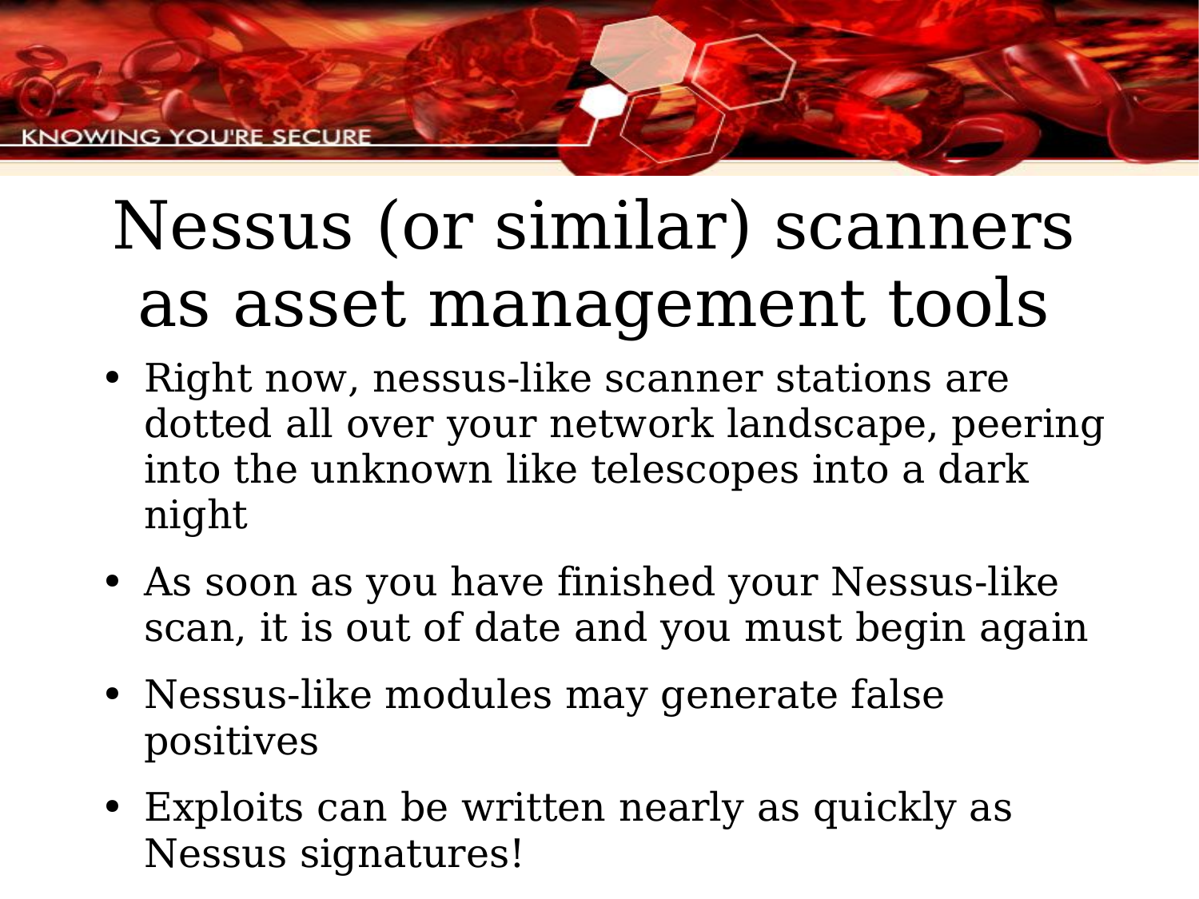# Nessus (or similar) scanners as asset management tools

- Right now, nessus-like scanner stations are dotted all over your network landscape, peering into the unknown like telescopes into a dark night
- As soon as you have finished your Nessus-like scan, it is out of date and you must begin again
- Nessus-like modules may generate false positives
- Exploits can be written nearly as quickly as Nessus signatures!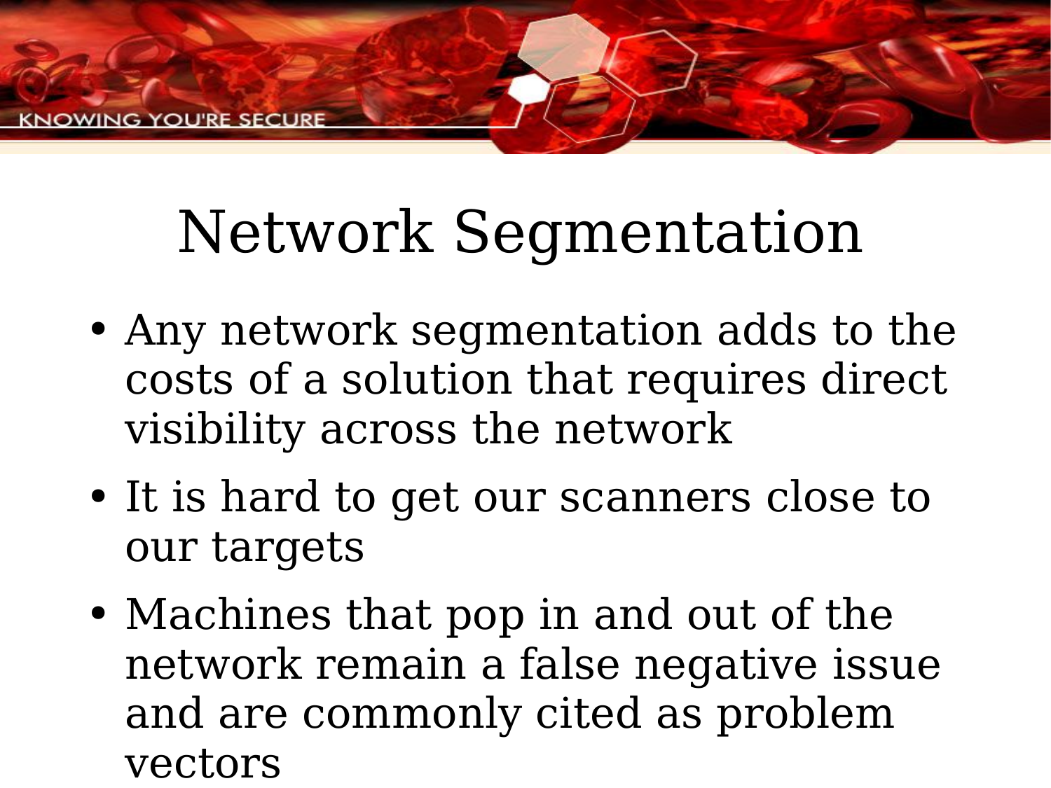# Network Segmentation

- Any network segmentation adds to the costs of a solution that requires direct visibility across the network
- It is hard to get our scanners close to our targets
- Machines that pop in and out of the network remain a false negative issue and are commonly cited as problem vectors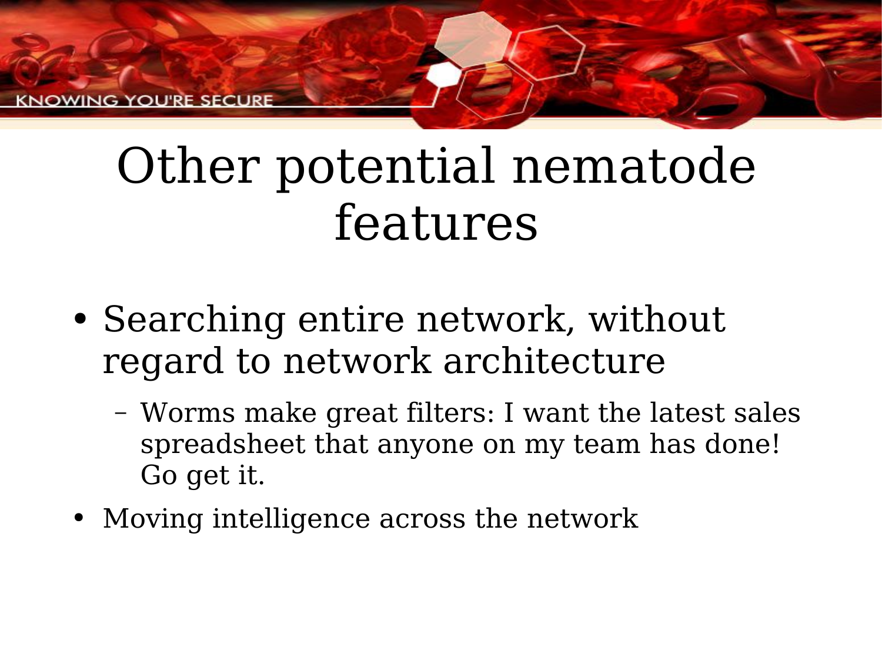# Other potential nematode features

- Searching entire network, without regard to network architecture
  - Worms make great filters: I want the latest sales spreadsheet that anyone on my team has done! Go get it.
- Moving intelligence across the network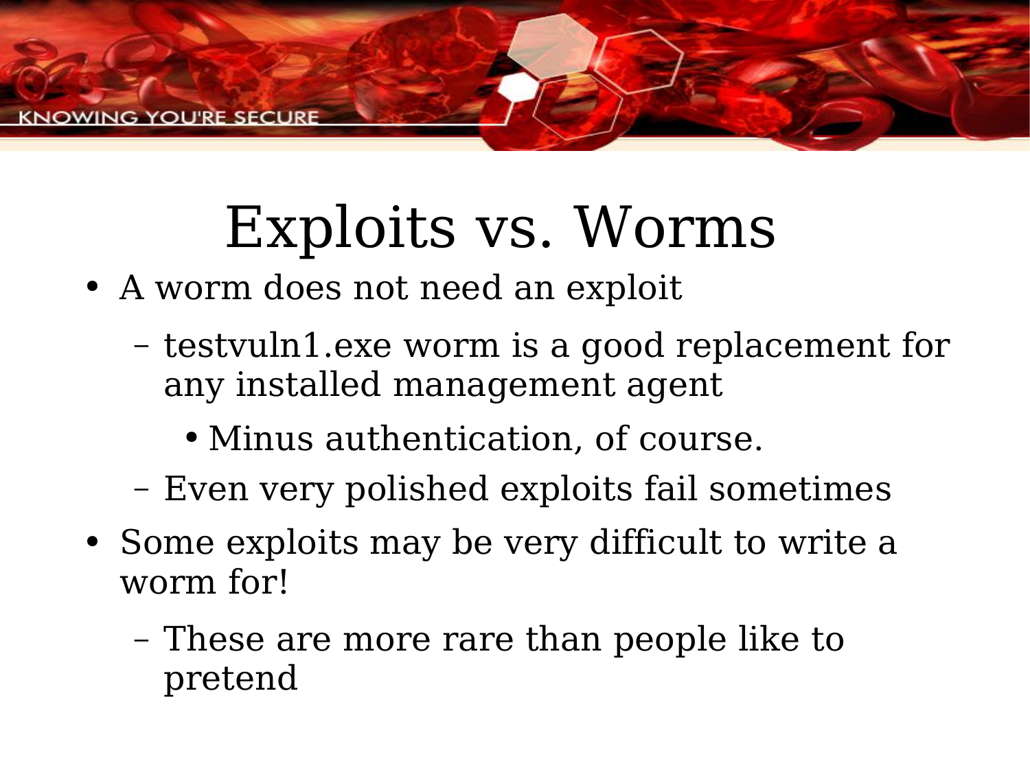# Exploits vs. Worms

- A worm does not need an exploit
  - testvuln1.exe worm is a good replacement for any installed management agent
    - Minus authentication, of course.
  - Even very polished exploits fail sometimes
- Some exploits may be very difficult to write a worm for!
  - These are more rare than people like to pretend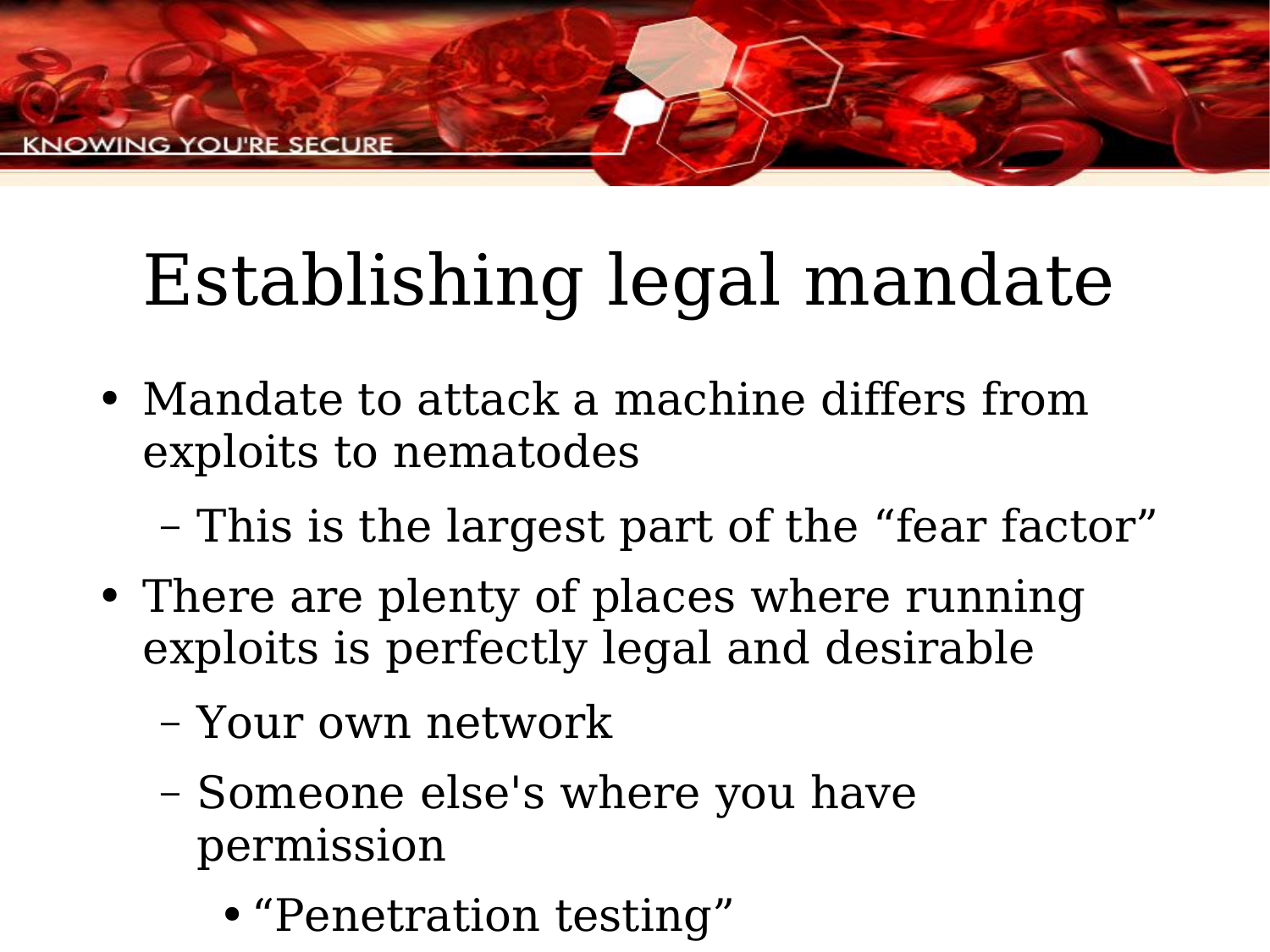# Establishing legal mandate

- Mandate to attack a machine differs from exploits to nematodes
  - This is the largest part of the “fear factor”
- There are plenty of places where running exploits is perfectly legal and desirable
  - Your own network
  - Someone else's where you have permission
    - “Penetration testing”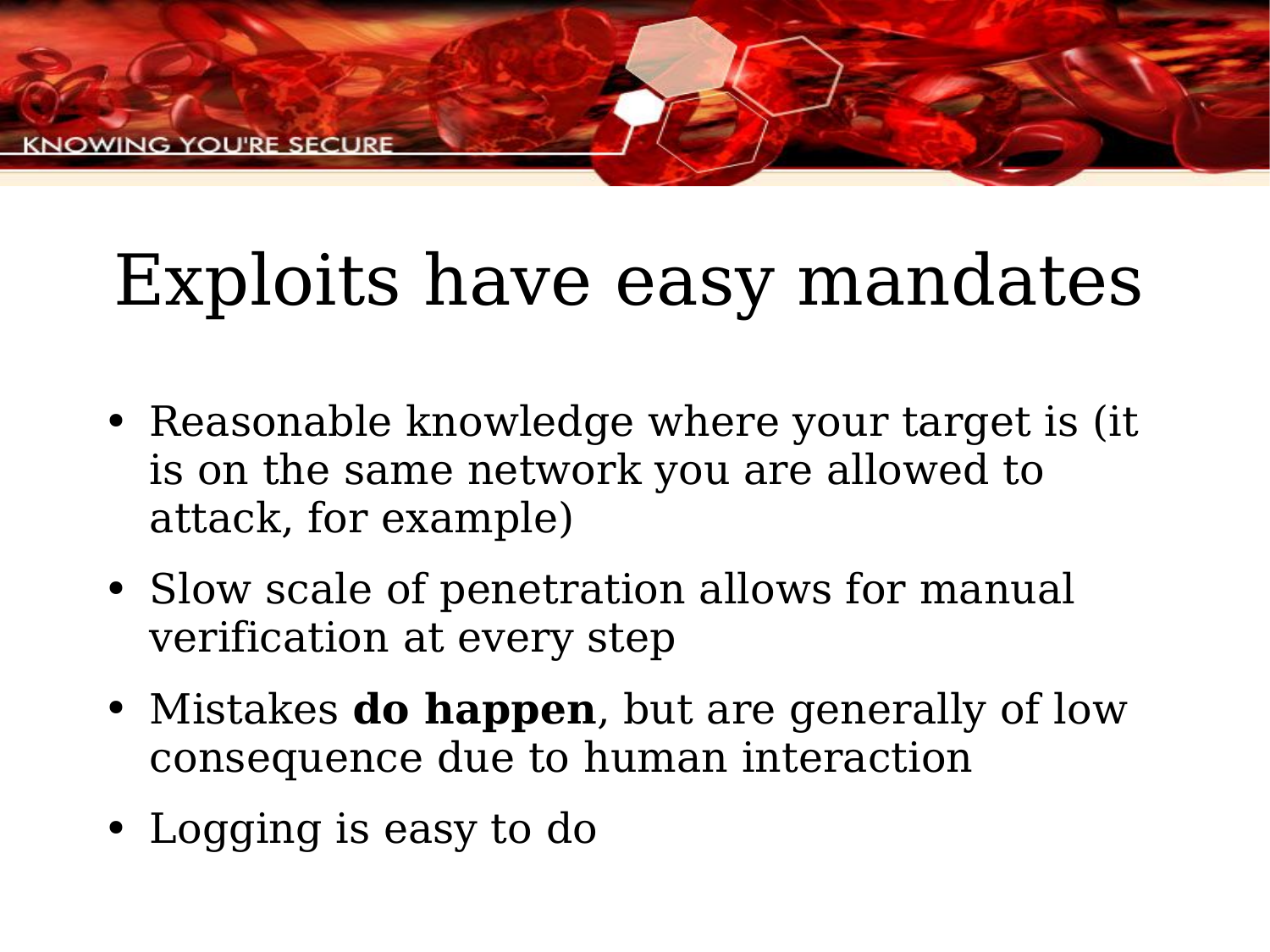# Exploits have easy mandates

- Reasonable knowledge where your target is (it is on the same network you are allowed to attack, for example)
- Slow scale of penetration allows for manual verification at every step
- Mistakes **do happen**, but are generally of low consequence due to human interaction
- Logging is easy to do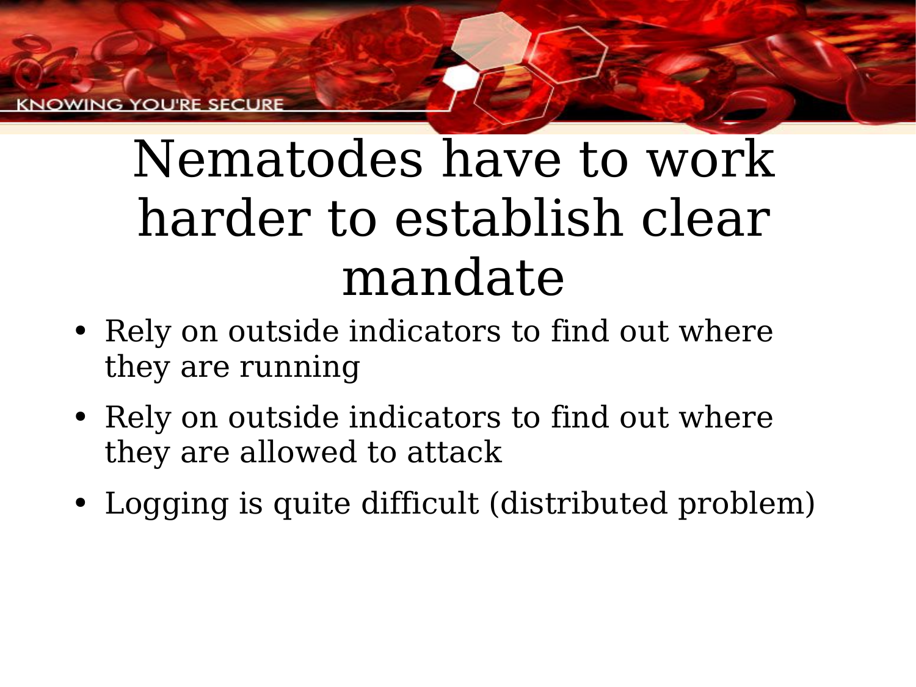# Nematodes have to work harder to establish clear mandate

- Rely on outside indicators to find out where they are running
- Rely on outside indicators to find out where they are allowed to attack
- Logging is quite difficult (distributed problem)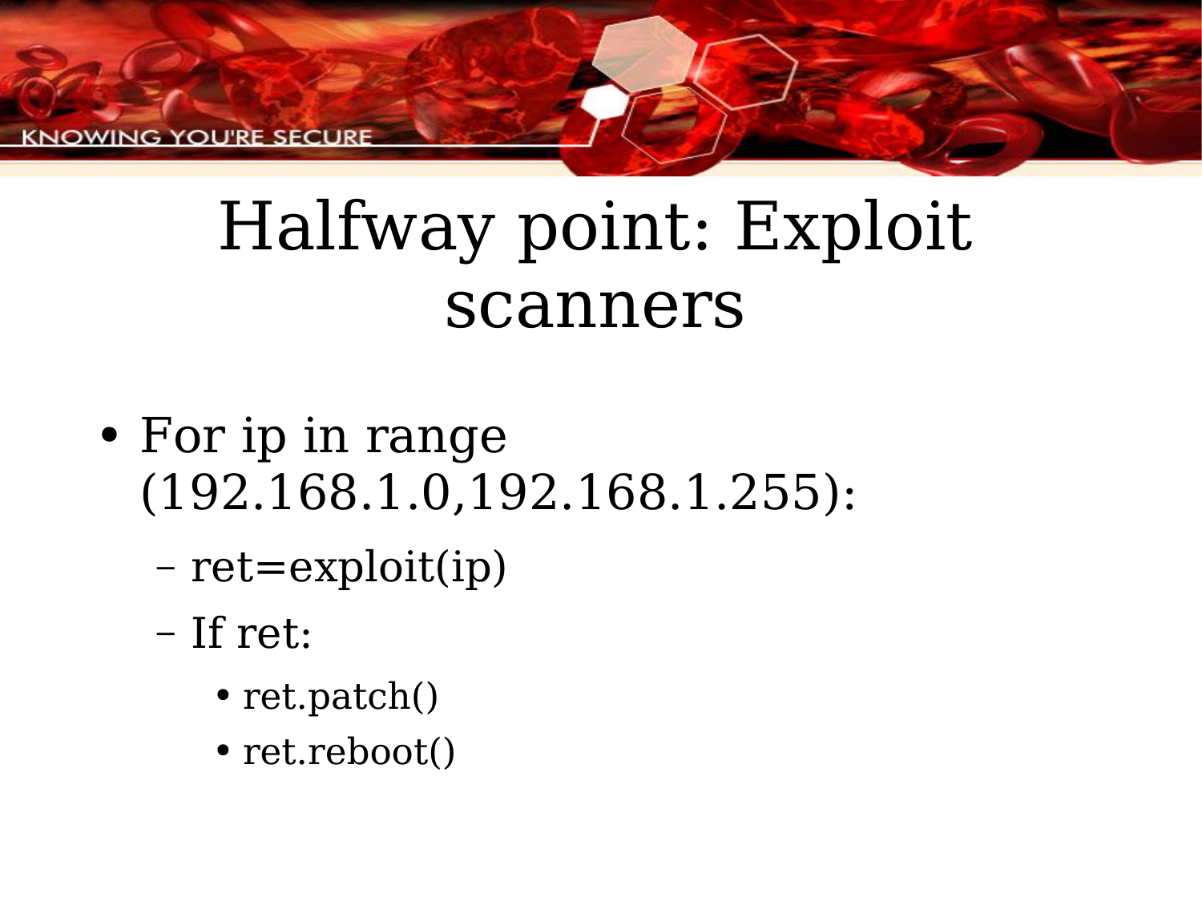# Halfway point: Exploit scanners

- For ip in range (192.168.1.0,192.168.1.255):
  - ret=exploit(ip)
  - If ret:
    - ret.patch()
    - ret.reboot()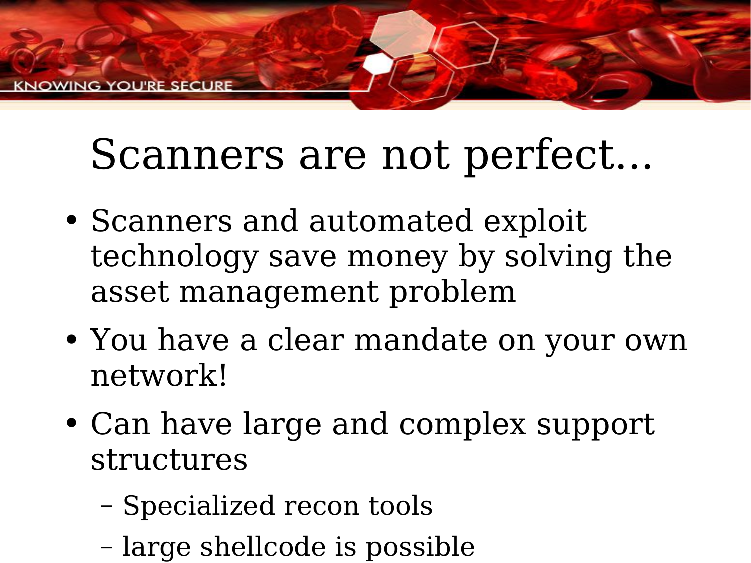# Scanners are not perfect...

- Scanners and automated exploit technology save money by solving the asset management problem
- You have a clear mandate on your own network!
- Can have large and complex support structures
  - Specialized recon tools
  - large shellcode is possible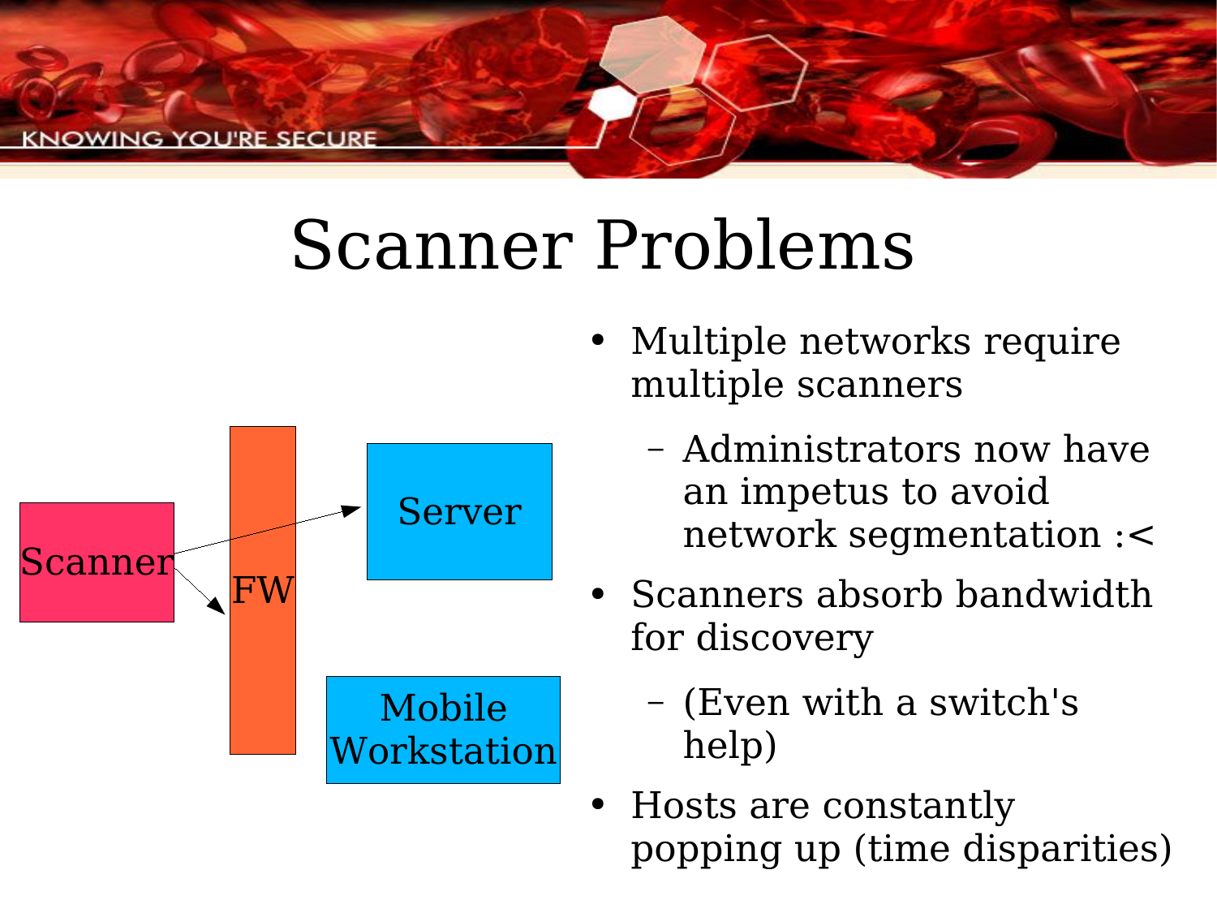# Scanner Problems

Scanner

FW

Server

Mobile Workstation

- Multiple networks require multiple scanners
  - Administrators now have an impetus to avoid network segmentation :<
- Scanners absorb bandwidth for discovery
  - (Even with a switch's help)
- Hosts are constantly popping up (time disparities)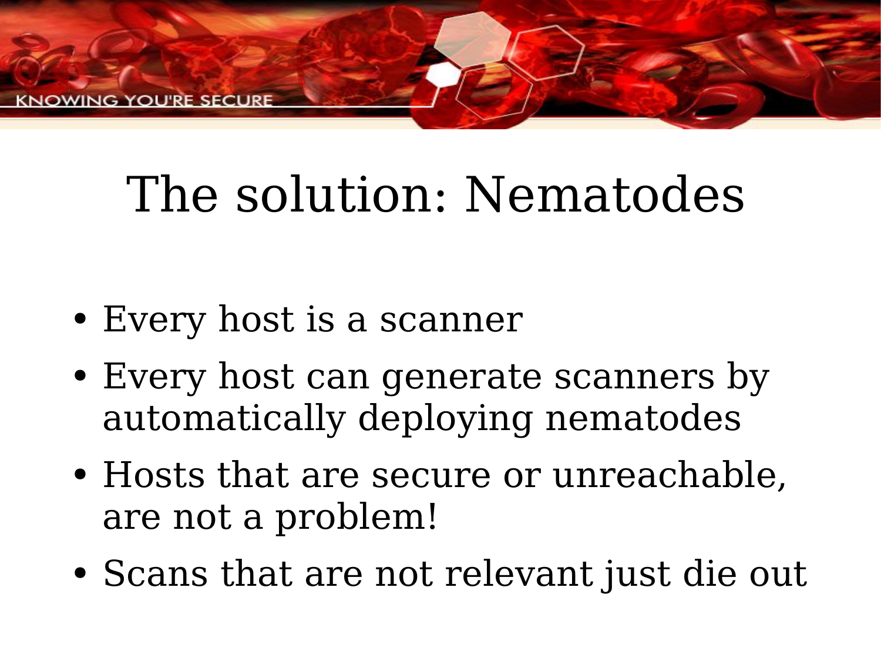# The solution: Nematodes

- Every host is a scanner
- Every host can generate scanners by automatically deploying nematodes
- Hosts that are secure or unreachable, are not a problem!
- Scans that are not relevant just die out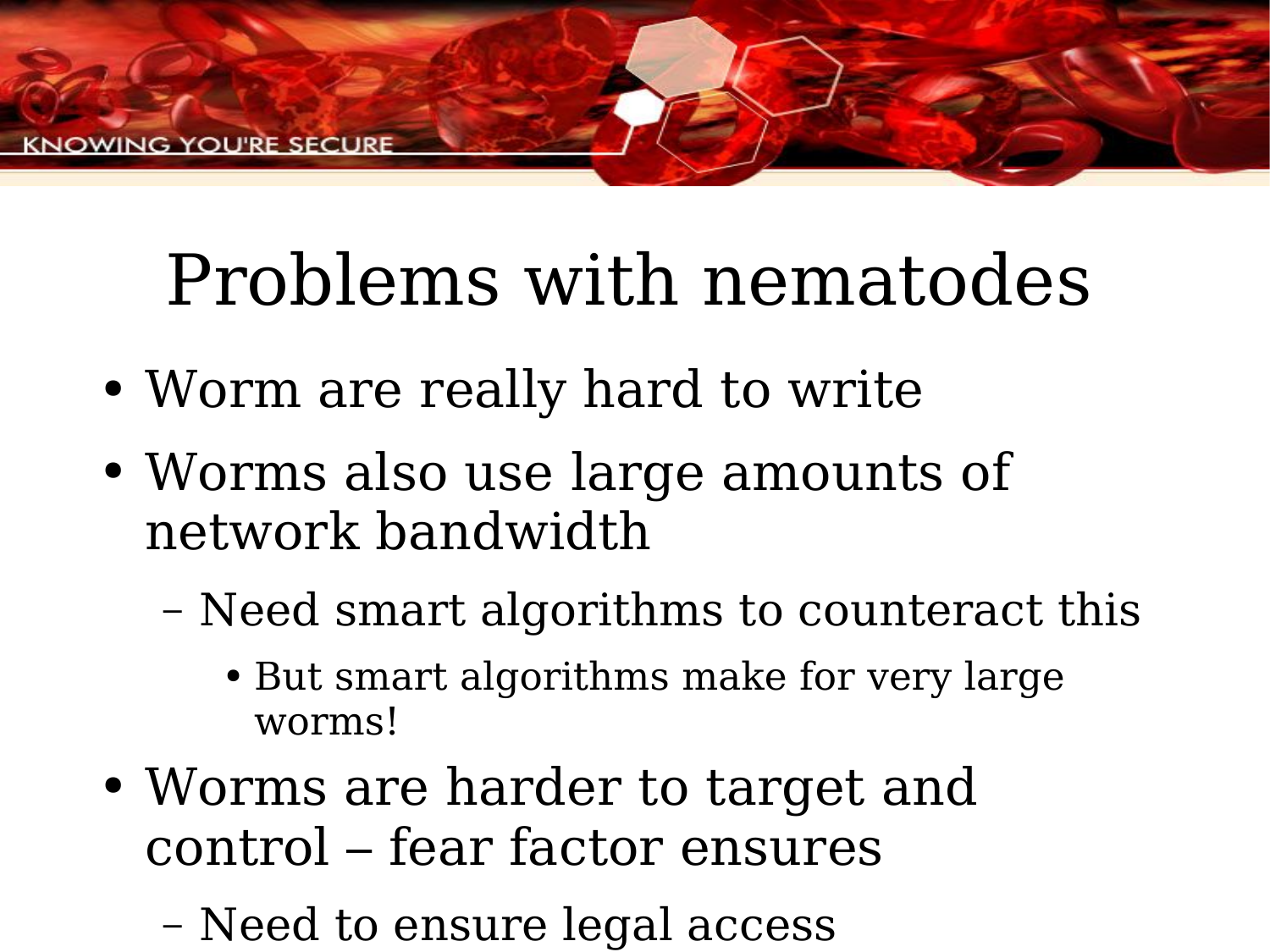# Problems with nematodes

- Worm are really hard to write
- Worms also use large amounts of network bandwidth
  - Need smart algorithms to counteract this
    - But smart algorithms make for very large worms!
- Worms are harder to target and control – fear factor ensures
  - Need to ensure legal access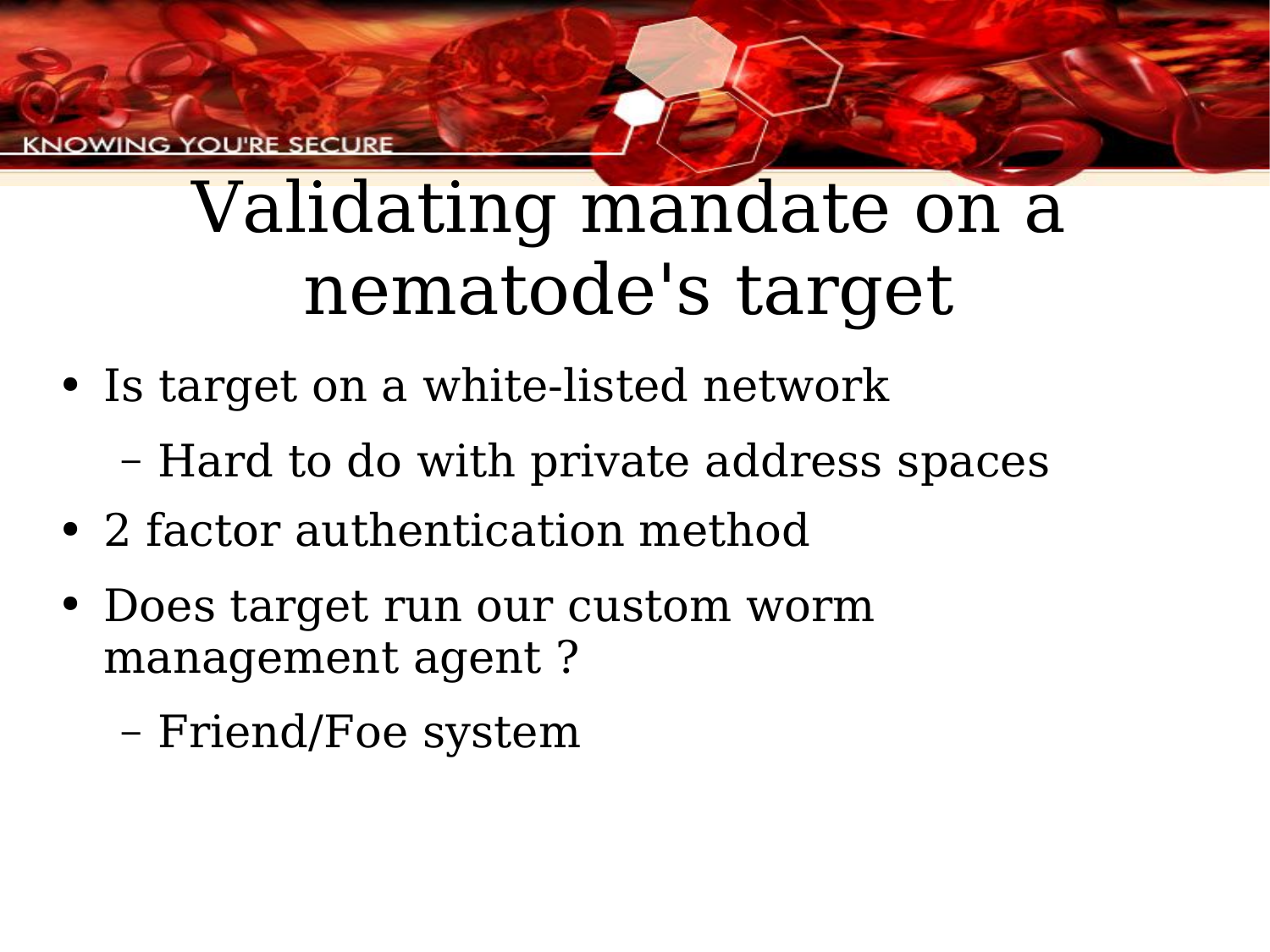# Validating mandate on a nematode's target

- Is target on a white-listed network
  - Hard to do with private address spaces
- 2 factor authentication method
- Does target run our custom worm management agent ?
  - Friend/Foe system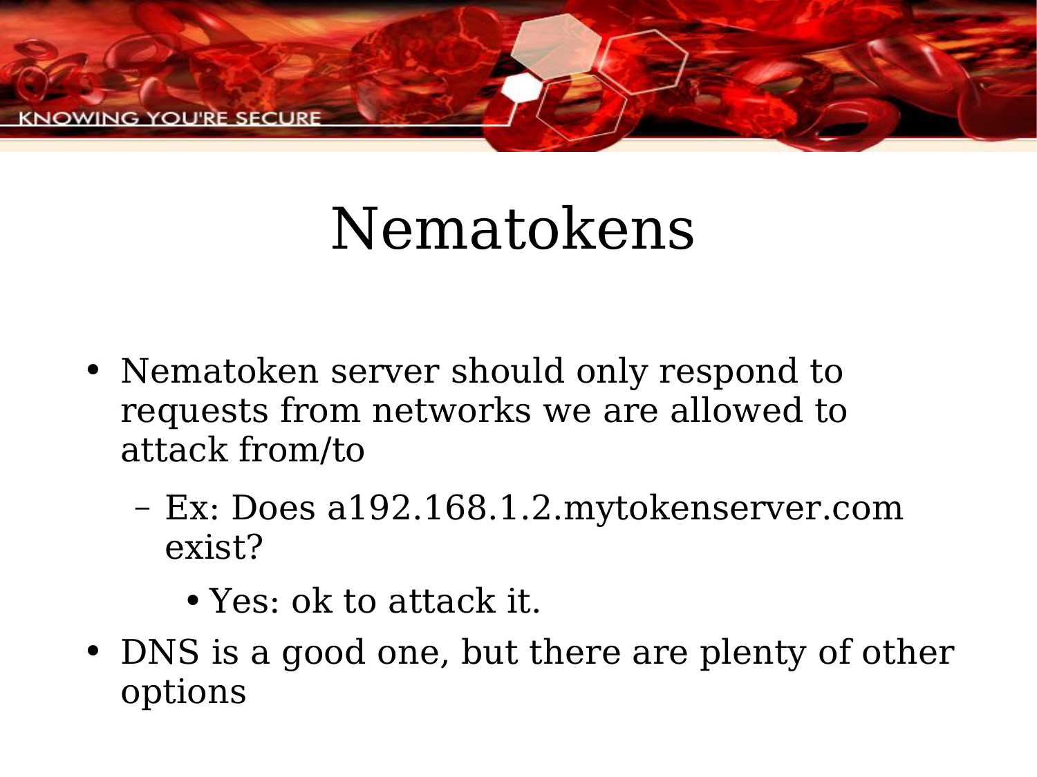# Nematokens

- Nematoken server should only respond to requests from networks we are allowed to attack from/to
  - Ex: Does a192.168.1.2.mytokenserver.com exist?
    - Yes: ok to attack it.
- DNS is a good one, but there are plenty of other options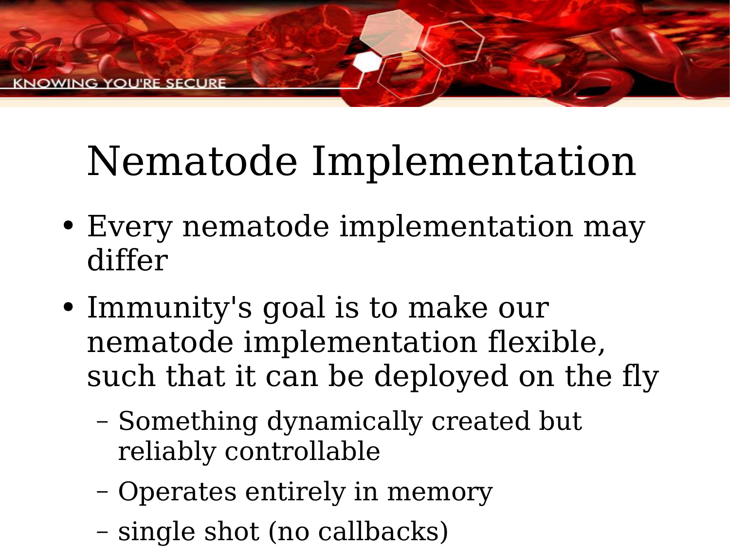# Nematode Implementation

- Every nematode implementation may differ
- Immunity's goal is to make our nematode implementation flexible, such that it can be deployed on the fly
  - Something dynamically created but reliably controllable
  - Operates entirely in memory
  - single shot (no callbacks)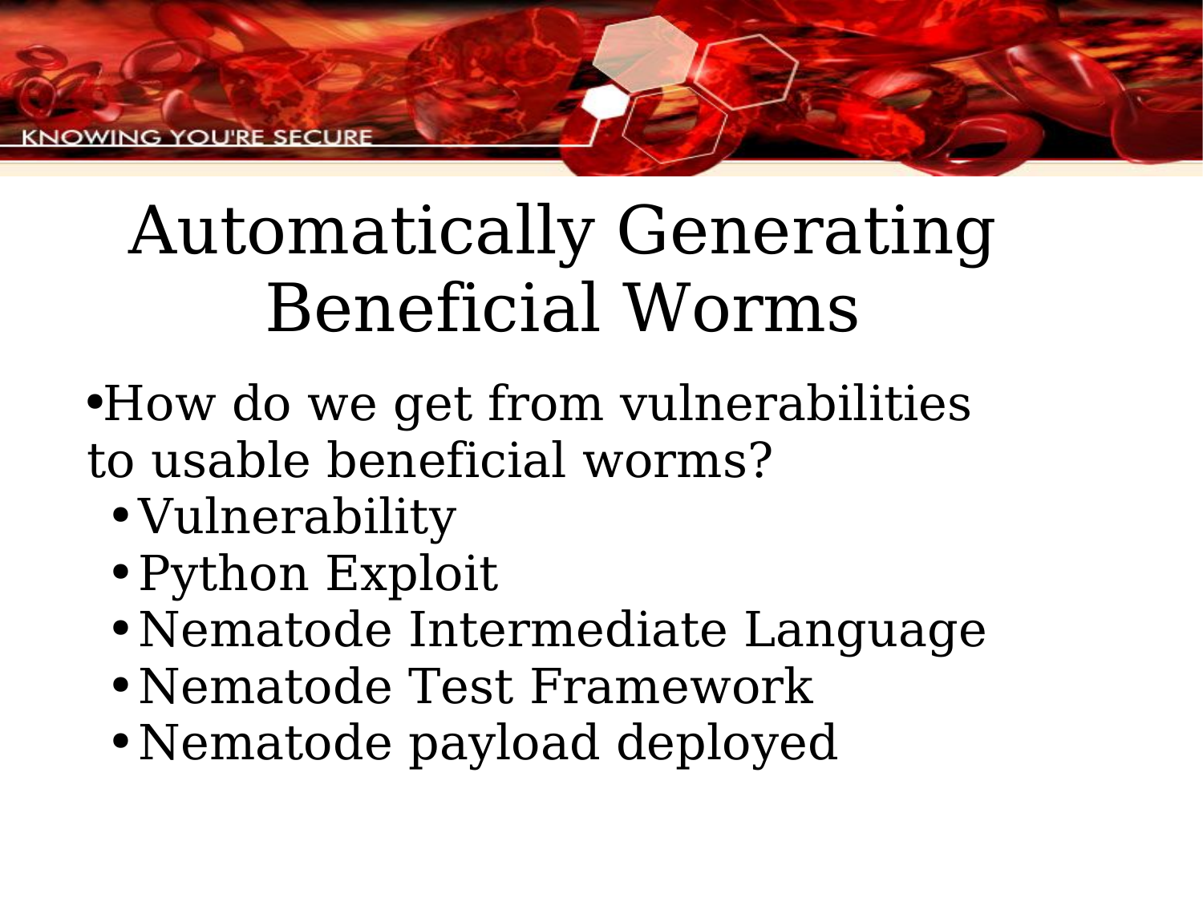# Automatically Generating Beneficial Worms

- How do we get from vulnerabilities to usable beneficial worms?
  - Vulnerability
  - Python Exploit
  - Nematode Intermediate Language
  - Nematode Test Framework
  - Nematode payload deployed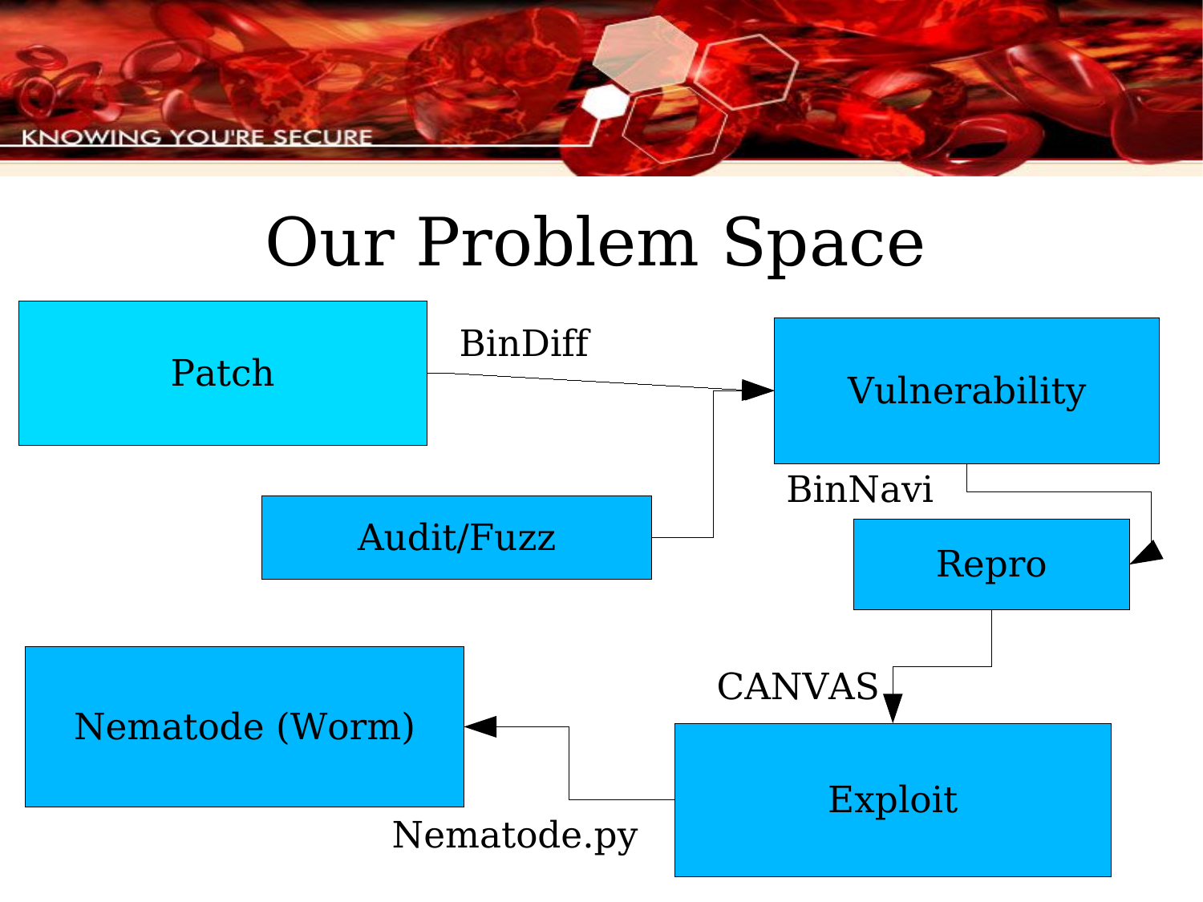# Our Problem Space

- Patch → (BinDiff) → Vulnerability
- Audit/Fuzz → Vulnerability
- Vulnerability → (BinNavi) → Repro
- Repro → (CANVAS) → Exploit
- Exploit → (Nematode.py) → Nematode (Worm)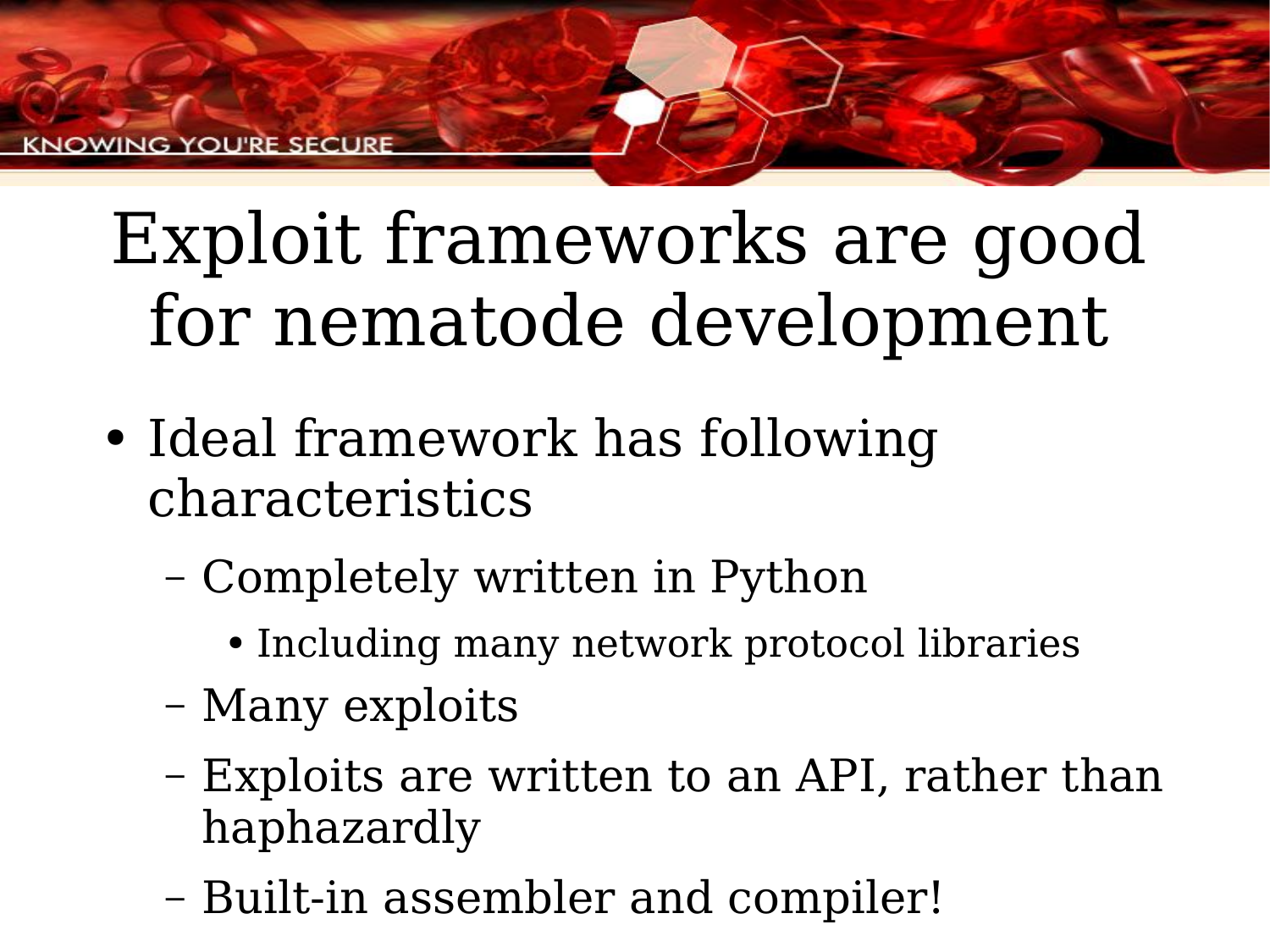# Exploit frameworks are good for nematode development

- Ideal framework has following characteristics
  - Completely written in Python
    - Including many network protocol libraries
  - Many exploits
  - Exploits are written to an API, rather than haphazardly
  - Built-in assembler and compiler!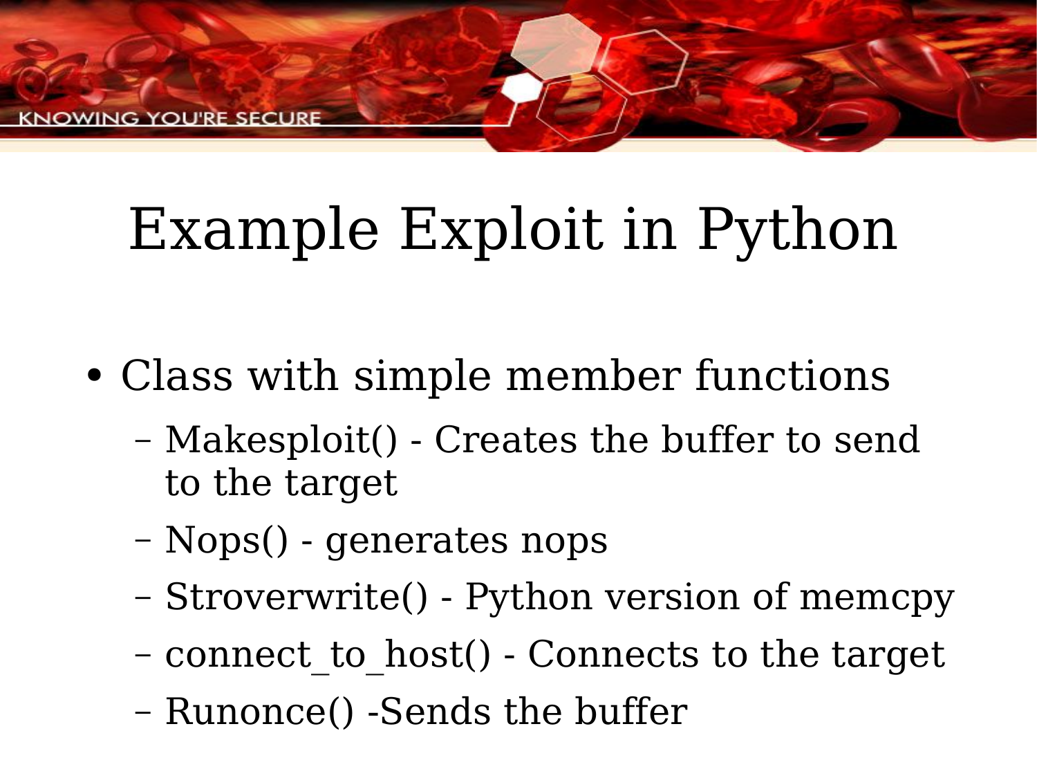# Example Exploit in Python

- Class with simple member functions
  - Makesploit() - Creates the buffer to send to the target
  - Nops() - generates nops
  - Stroverwrite() - Python version of memcpy
  - connect_to_host() - Connects to the target
  - Runonce() -Sends the buffer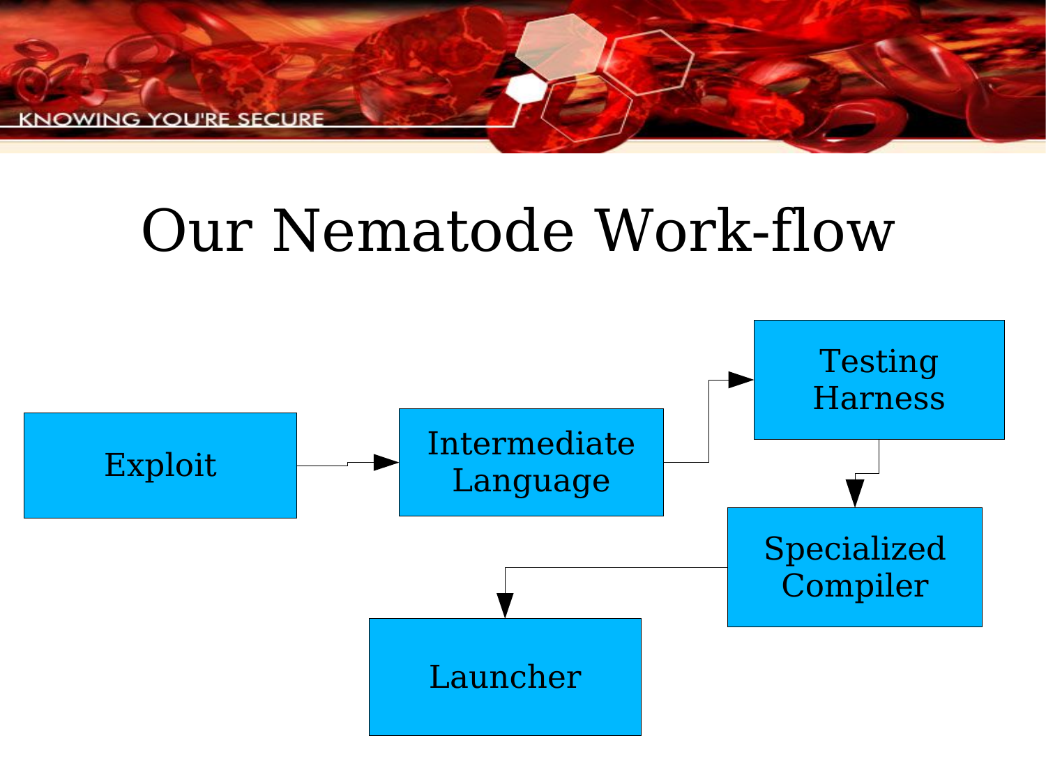# Our Nematode Work-flow

Exploit → Intermediate Language → Testing Harness → Specialized Compiler → Launcher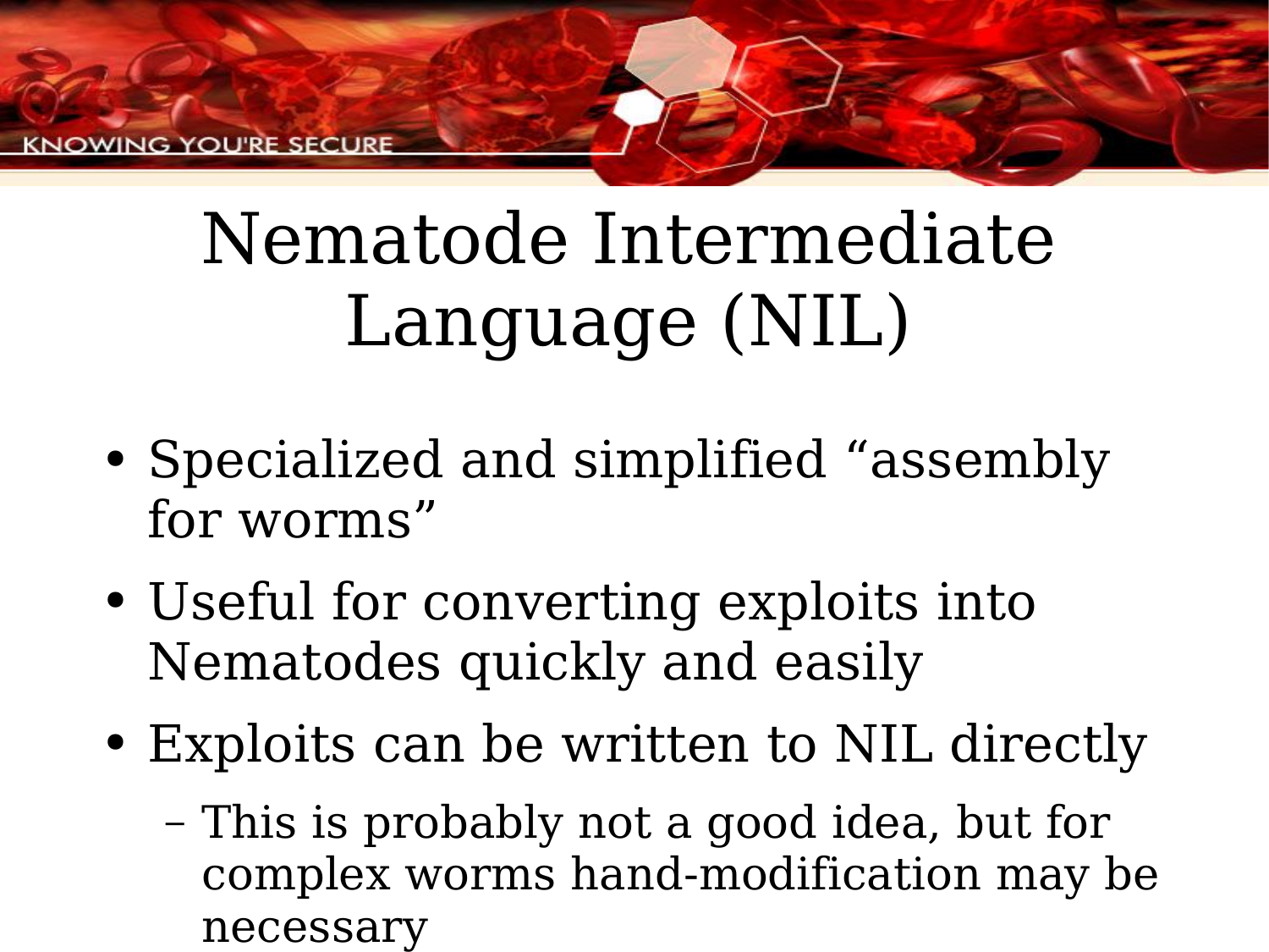# Nematode Intermediate Language (NIL)

- Specialized and simplified “assembly for worms”
- Useful for converting exploits into Nematodes quickly and easily
- Exploits can be written to NIL directly
  - This is probably not a good idea, but for complex worms hand-modification may be necessary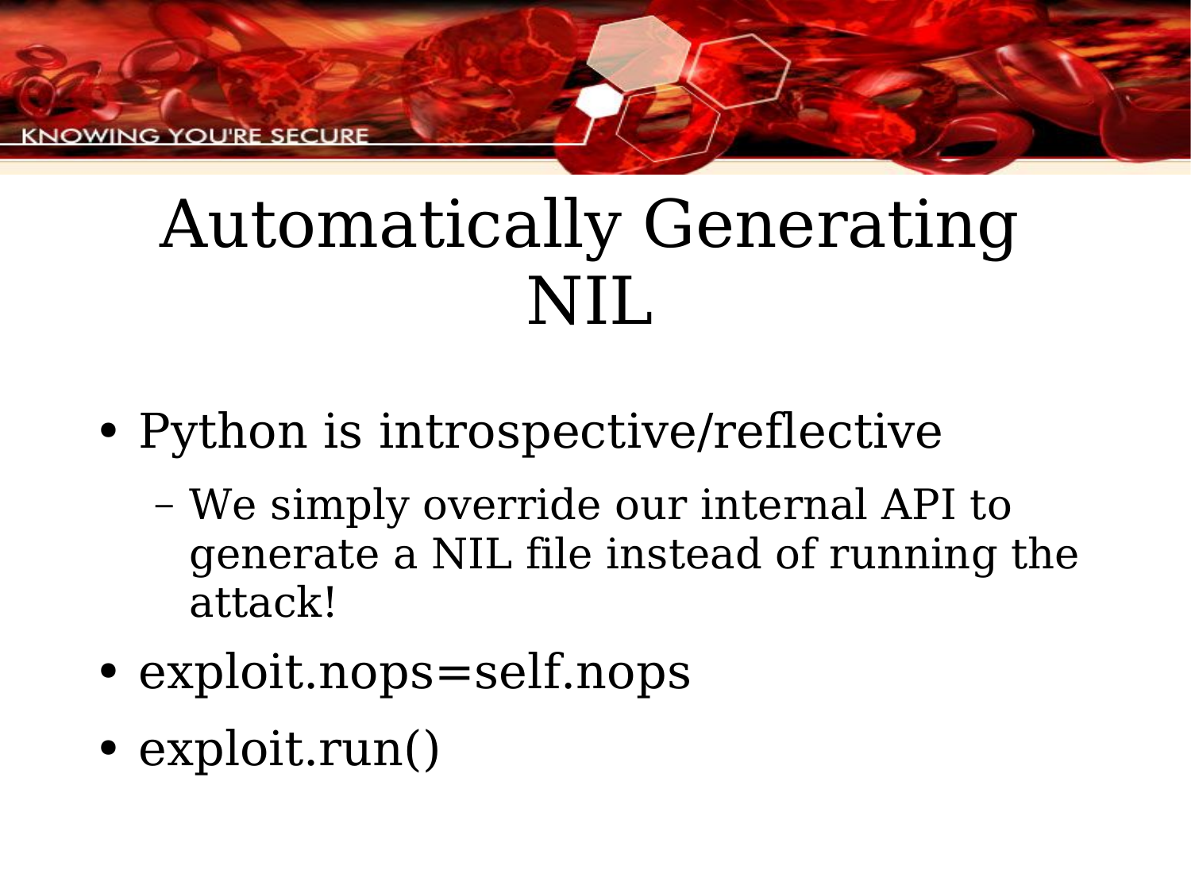# Automatically Generating NIL

- Python is introspective/reflective
  - We simply override our internal API to generate a NIL file instead of running the attack!
- exploit.nops=self.nops
- exploit.run()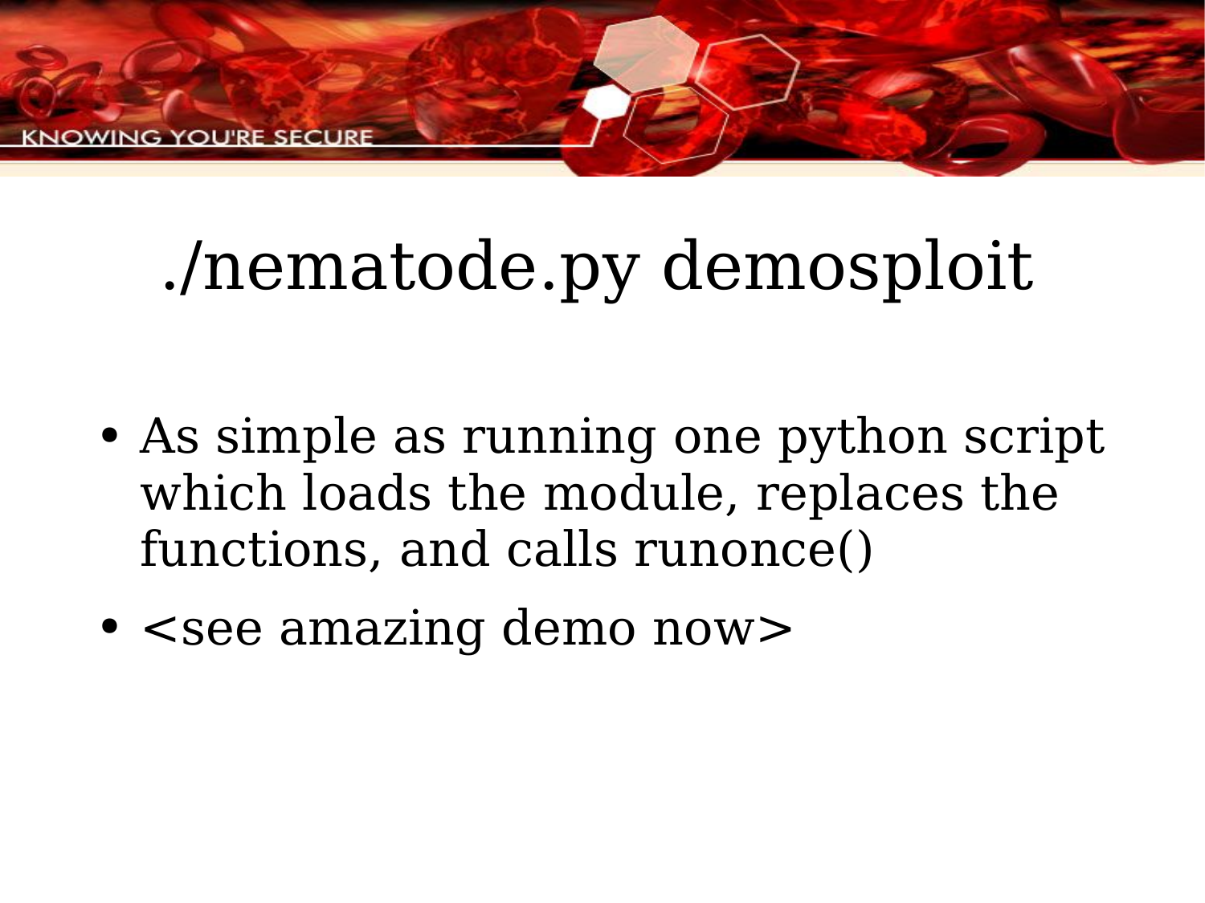# ./nematode.py demosploit

- As simple as running one python script which loads the module, replaces the functions, and calls runonce()
- <see amazing demo now>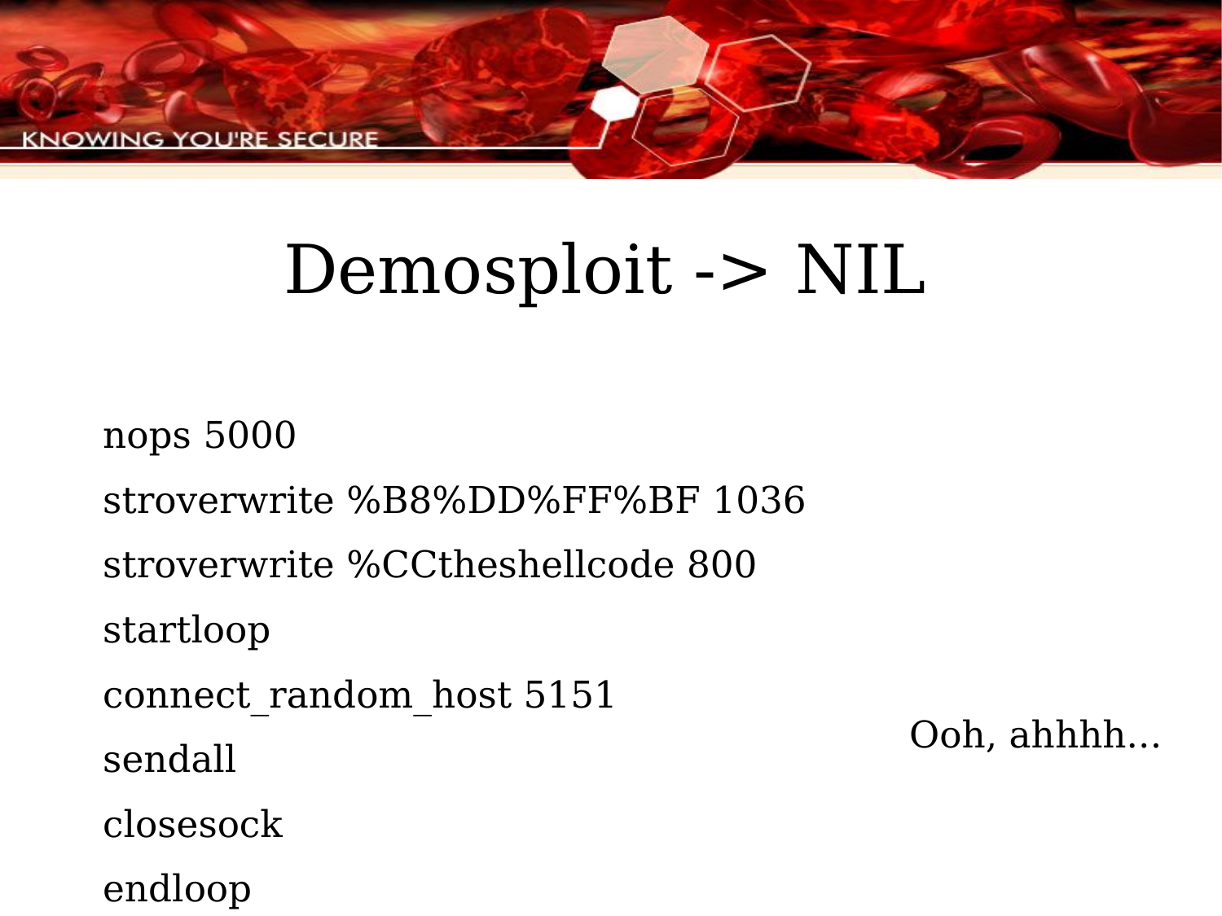# Demosploit -> NIL

```
nops 5000
stroverwrite %B8%DD%FF%BF 1036
stroverwrite %CCtheshellcode 800
startloop
connect_random_host 5151
sendall
closesock
endloop
```

Ooh, ahhhh...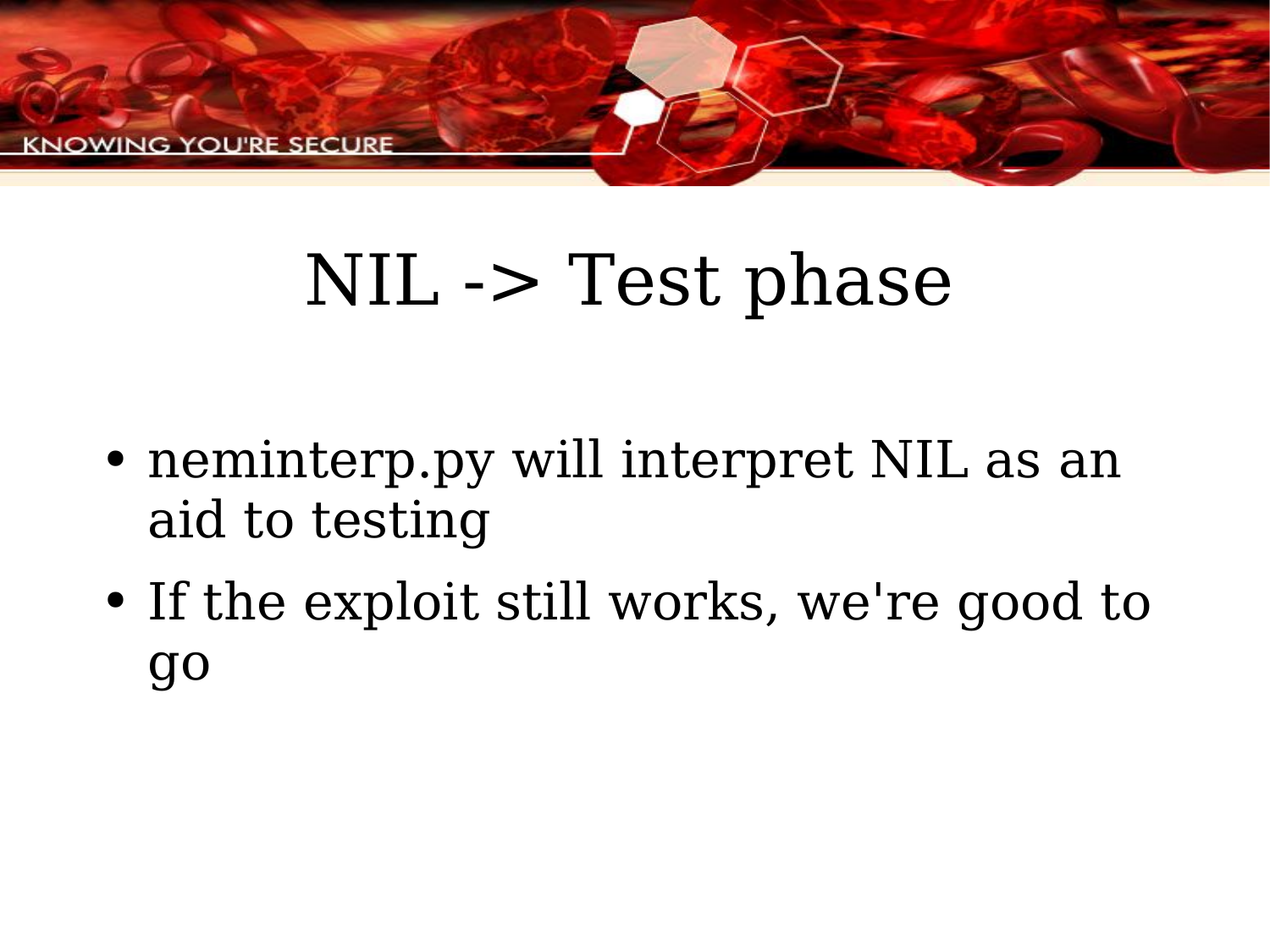# NIL -> Test phase

- neminterp.py will interpret NIL as an aid to testing
- If the exploit still works, we're good to go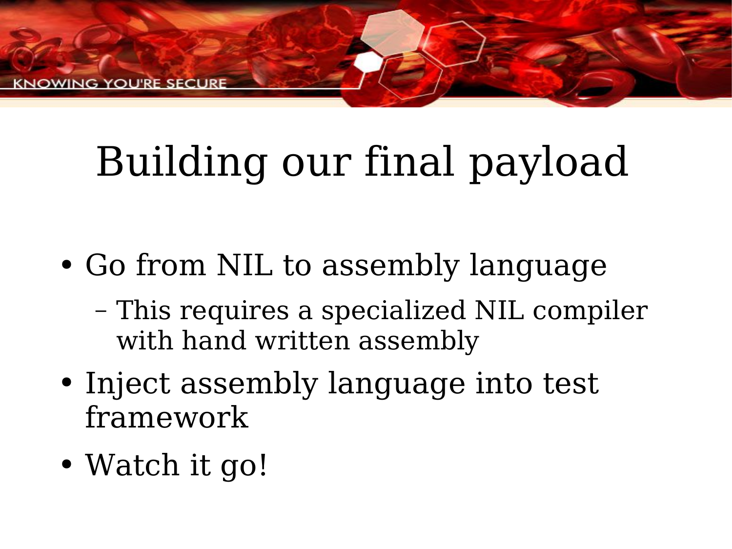# Building our final payload

- Go from NIL to assembly language
  - This requires a specialized NIL compiler with hand written assembly
- Inject assembly language into test framework
- Watch it go!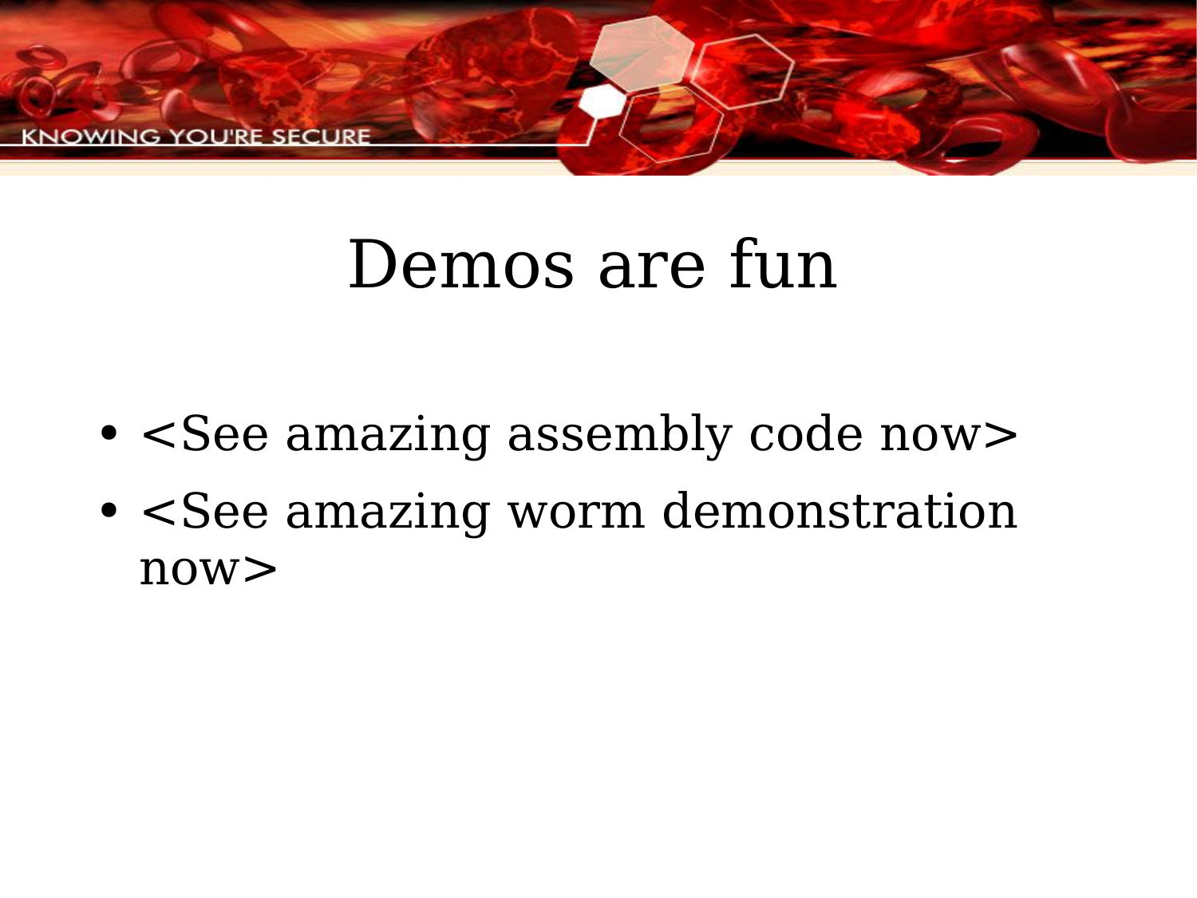# Demos are fun

- <See amazing assembly code now>
- <See amazing worm demonstration now>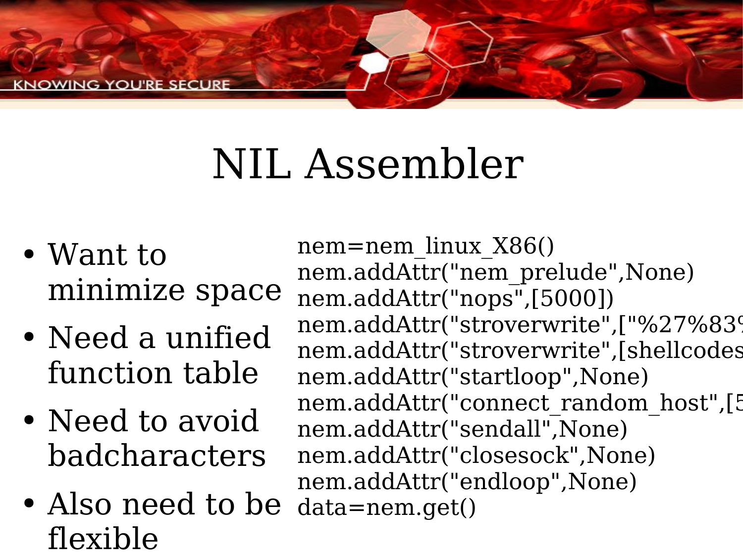# NIL Assembler

- Want to minimize space
- Need a unified function table
- Need to avoid badcharacters
- Also need to be flexible

```
nem=nem_linux_X86()
nem.addAttr("nem_prelude",None)
nem.addAttr("nops",[5000])
nem.addAttr("stroverwrite",["%27%83
nem.addAttr("stroverwrite",[shellcodes
nem.addAttr("startloop",None)
nem.addAttr("connect_random_host",[5
nem.addAttr("sendall",None)
nem.addAttr("closesock",None)
nem.addAttr("endloop",None)
data=nem.get()
```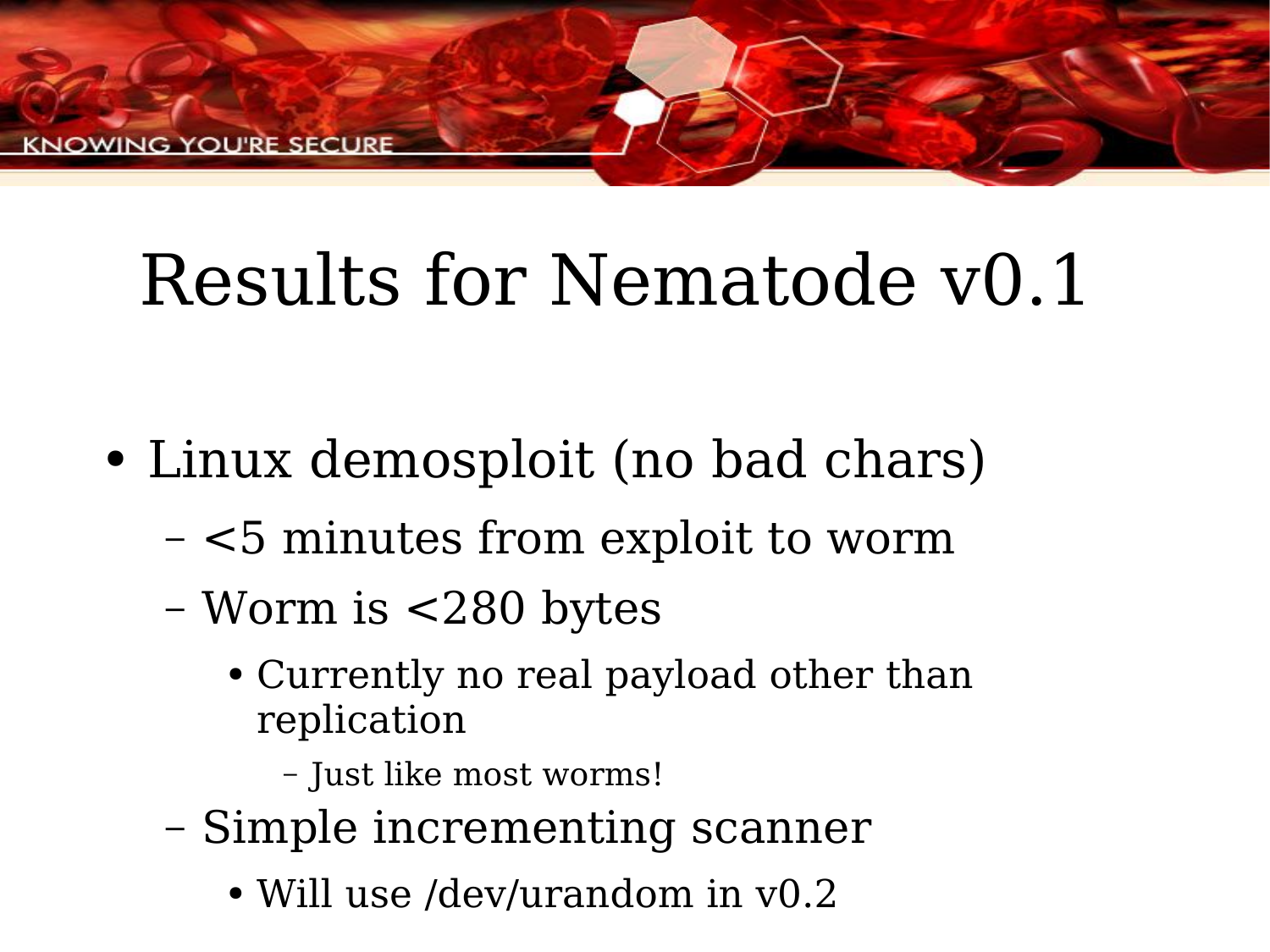# Results for Nematode v0.1

- Linux demosploit (no bad chars)
  - <5 minutes from exploit to worm
  - Worm is <280 bytes
    - Currently no real payload other than replication
      - Just like most worms!
  - Simple incrementing scanner
    - Will use /dev/urandom in v0.2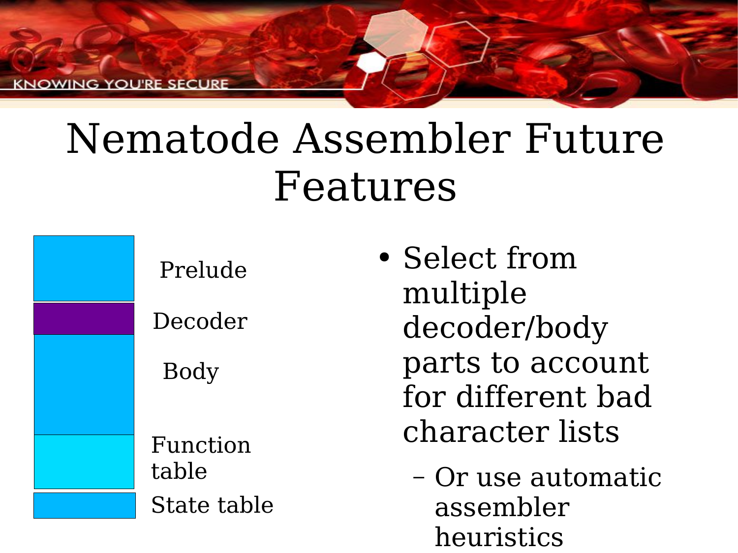# Nematode Assembler Future Features

- Prelude
- Decoder
- Body
- Function table
- State table

- Select from multiple decoder/body parts to account for different bad character lists
  - Or use automatic assembler heuristics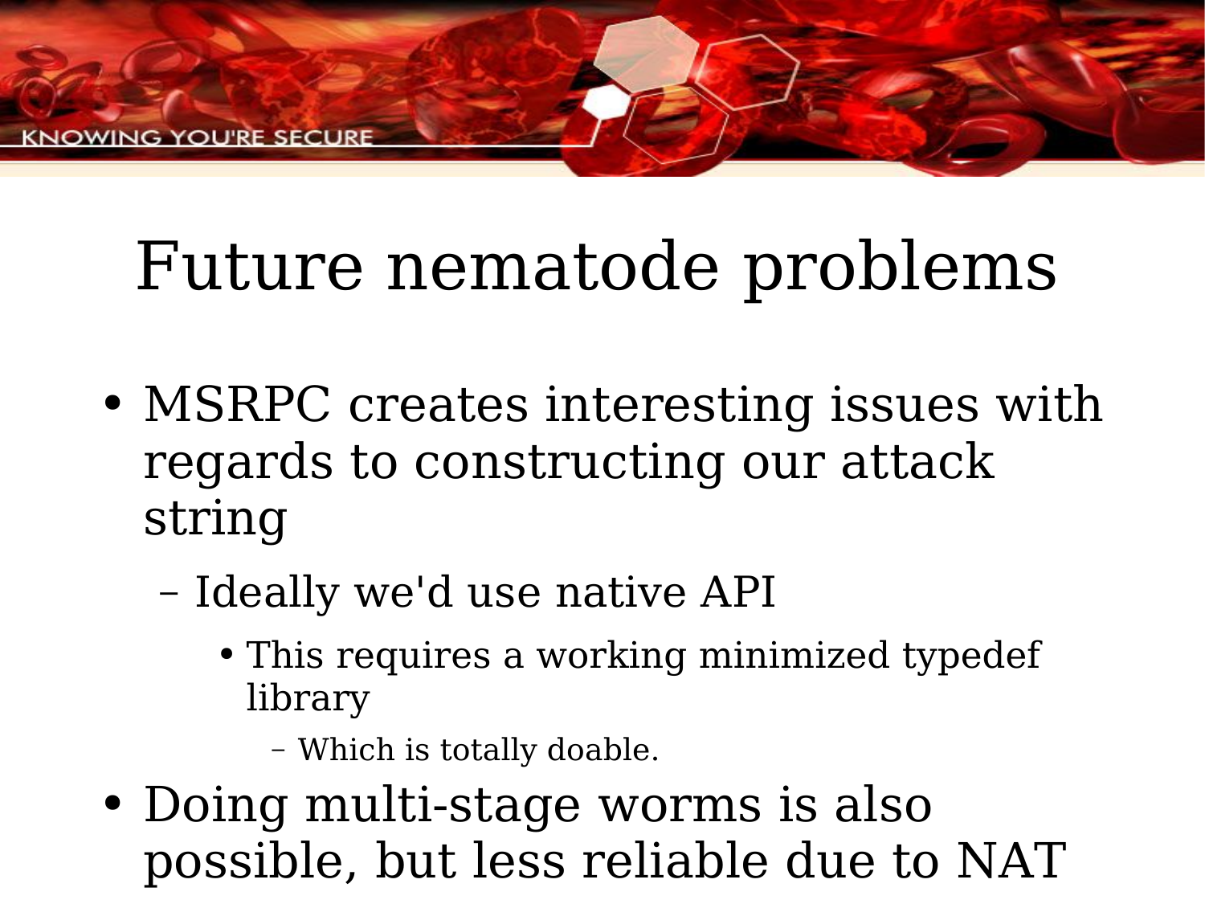# Future nematode problems

- MSRPC creates interesting issues with regards to constructing our attack string
  - Ideally we'd use native API
    - This requires a working minimized typedef library
      - Which is totally doable.
- Doing multi-stage worms is also possible, but less reliable due to NAT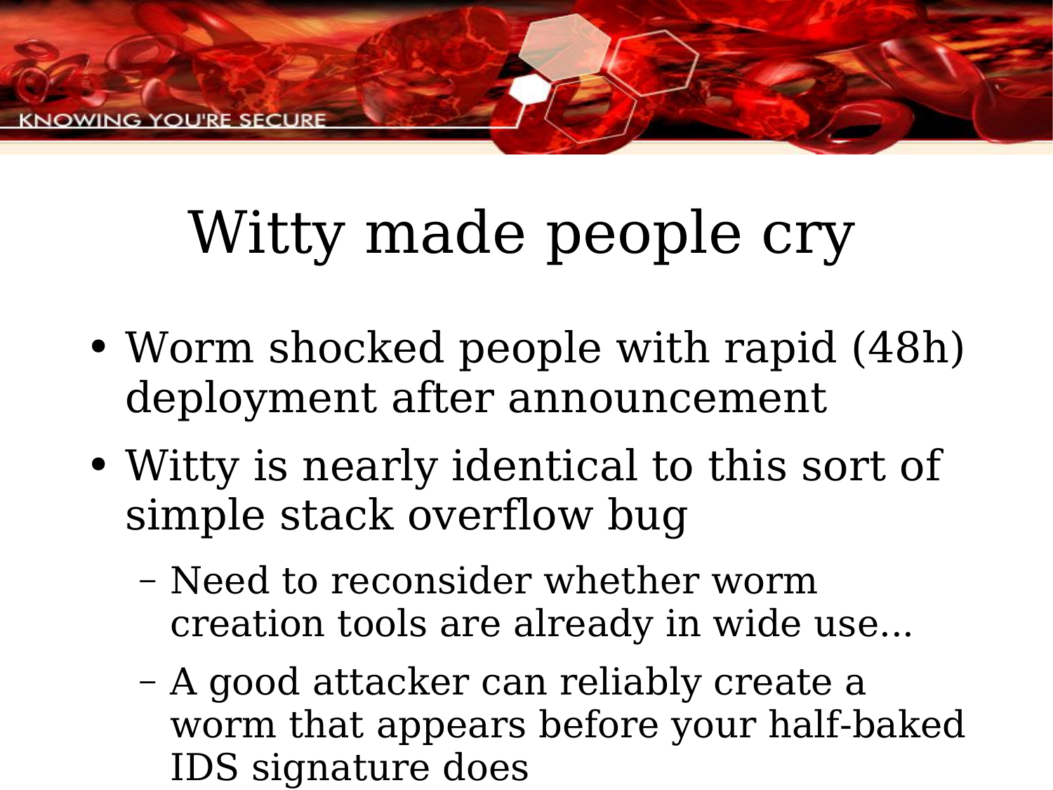# Witty made people cry

- Worm shocked people with rapid (48h) deployment after announcement
- Witty is nearly identical to this sort of simple stack overflow bug
  - Need to reconsider whether worm creation tools are already in wide use...
  - A good attacker can reliably create a worm that appears before your half-baked IDS signature does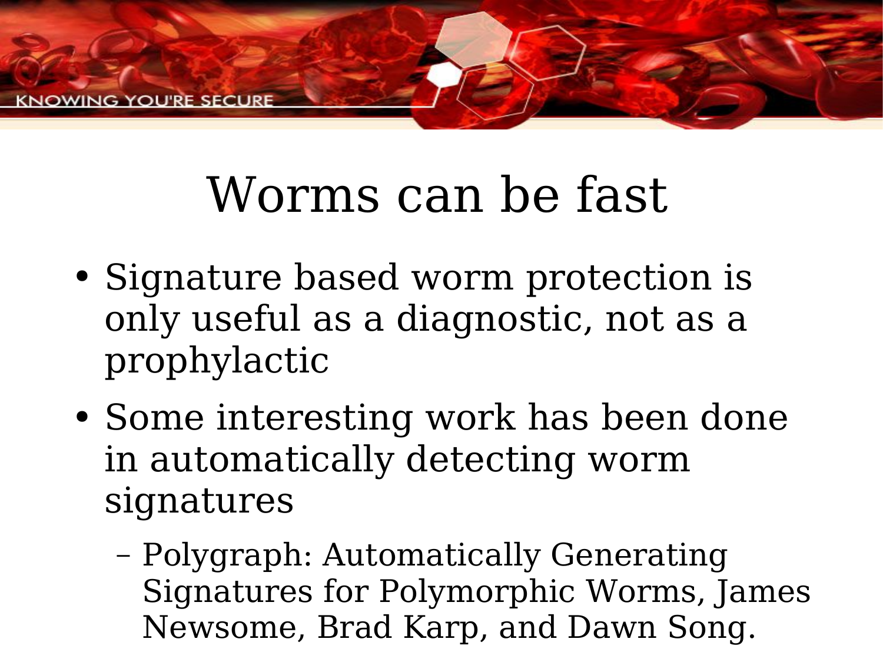# Worms can be fast

- Signature based worm protection is only useful as a diagnostic, not as a prophylactic
- Some interesting work has been done in automatically detecting worm signatures
  - Polygraph: Automatically Generating Signatures for Polymorphic Worms, James Newsome, Brad Karp, and Dawn Song.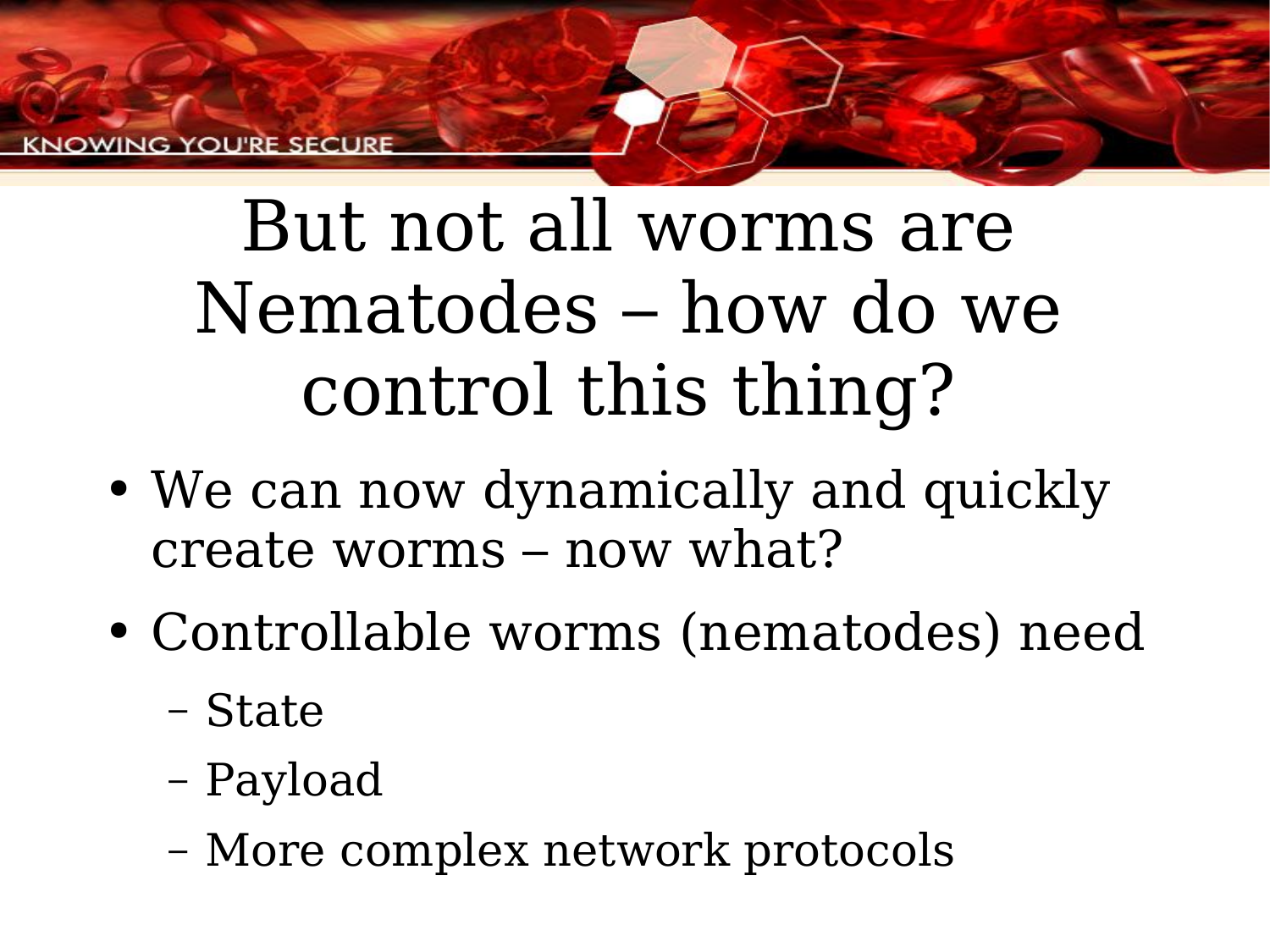# But not all worms are Nematodes – how do we control this thing?

- We can now dynamically and quickly create worms – now what?
- Controllable worms (nematodes) need
  - State
  - Payload
  - More complex network protocols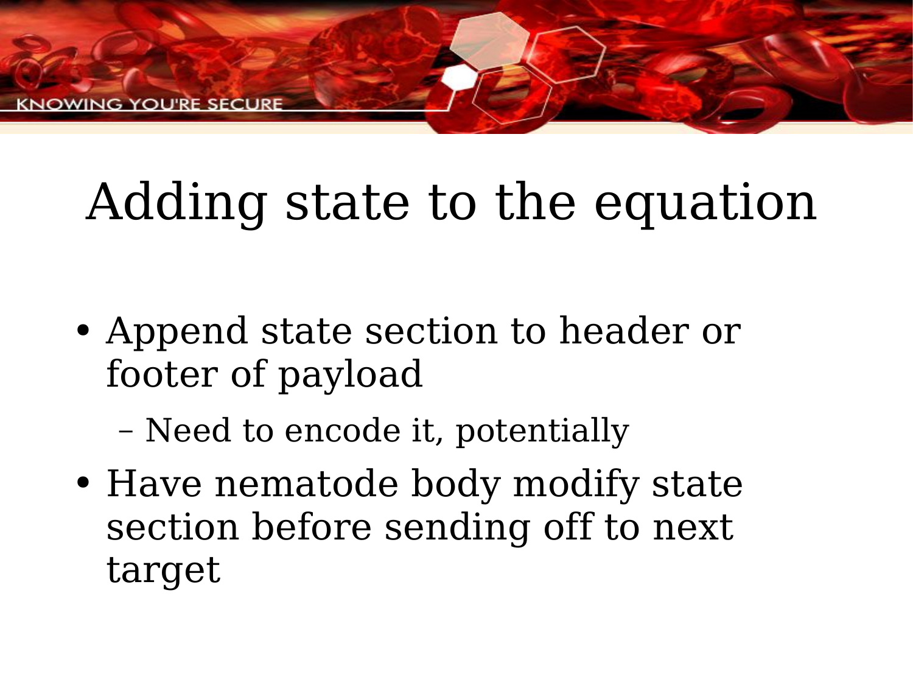# Adding state to the equation

- Append state section to header or footer of payload
  - Need to encode it, potentially
- Have nematode body modify state section before sending off to next target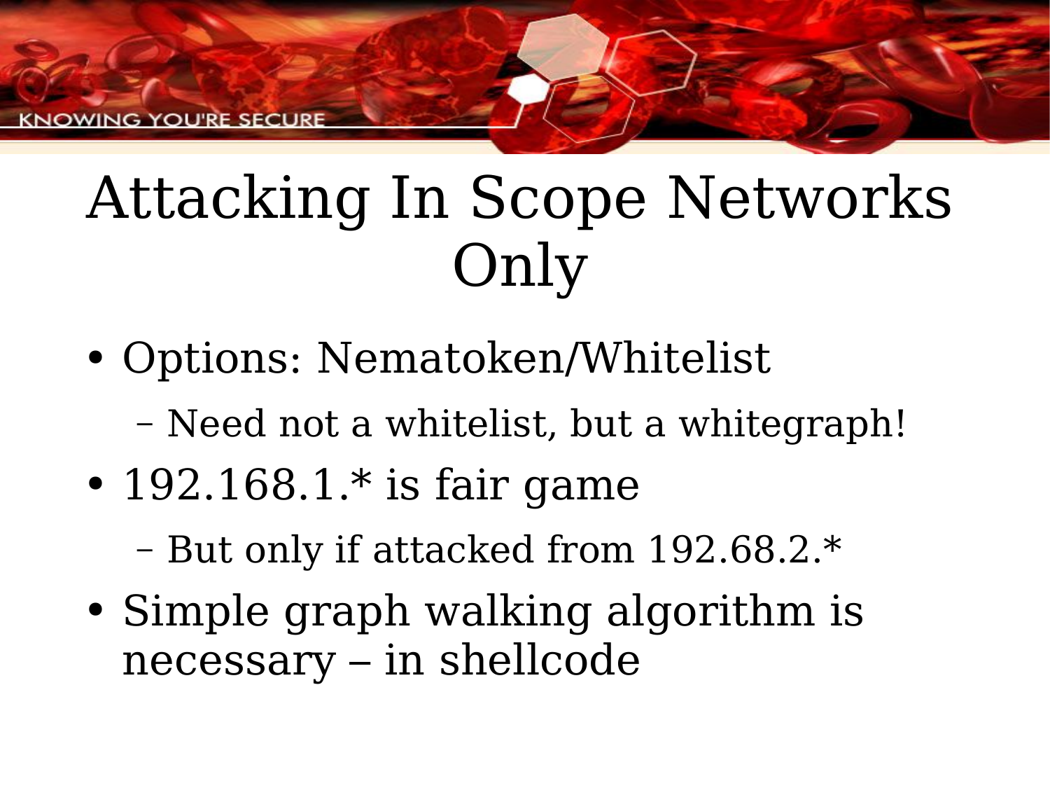# Attacking In Scope Networks Only

- Options: Nematoken/Whitelist
  - Need not a whitelist, but a whitegraph!
- 192.168.1.* is fair game
  - But only if attacked from 192.68.2.*
- Simple graph walking algorithm is necessary – in shellcode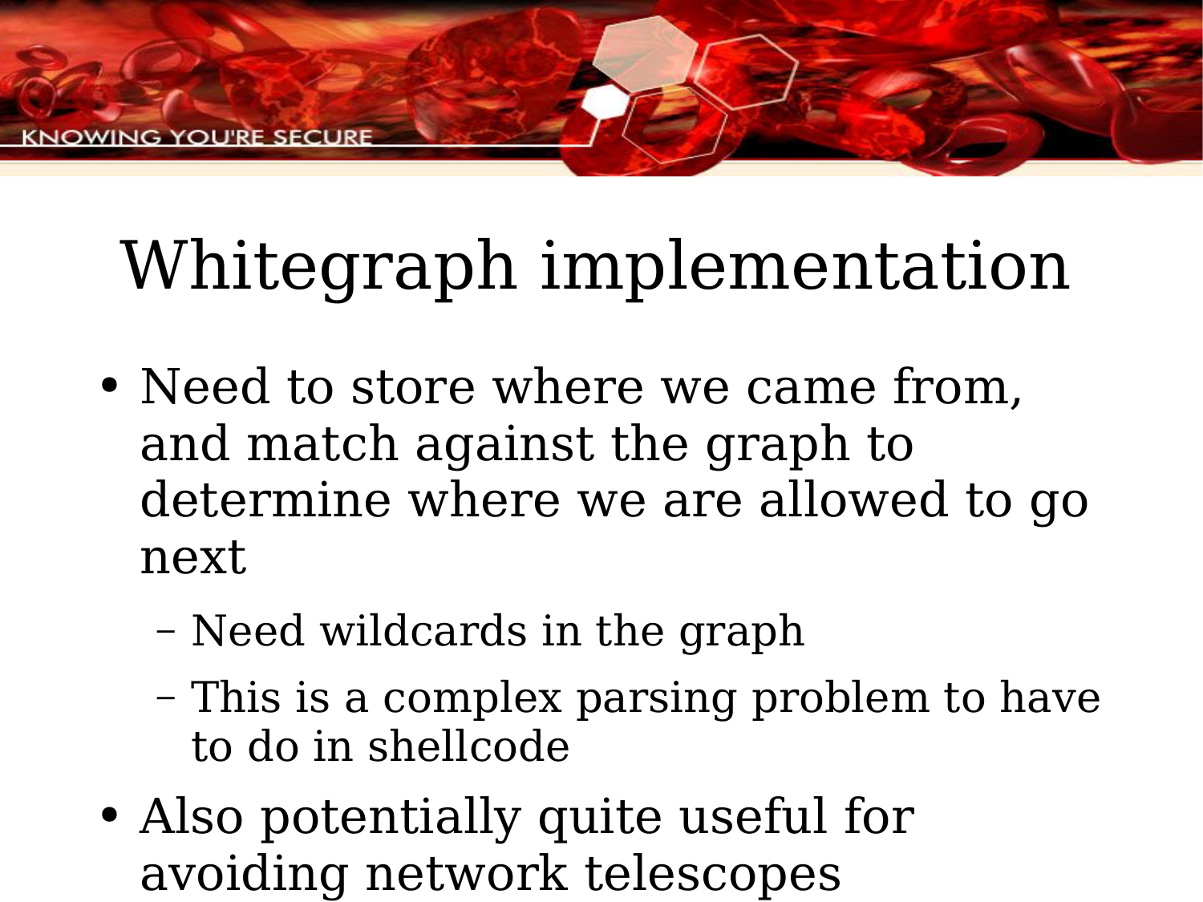# Whitegraph implementation

- Need to store where we came from, and match against the graph to determine where we are allowed to go next
  - Need wildcards in the graph
  - This is a complex parsing problem to have to do in shellcode
- Also potentially quite useful for avoiding network telescopes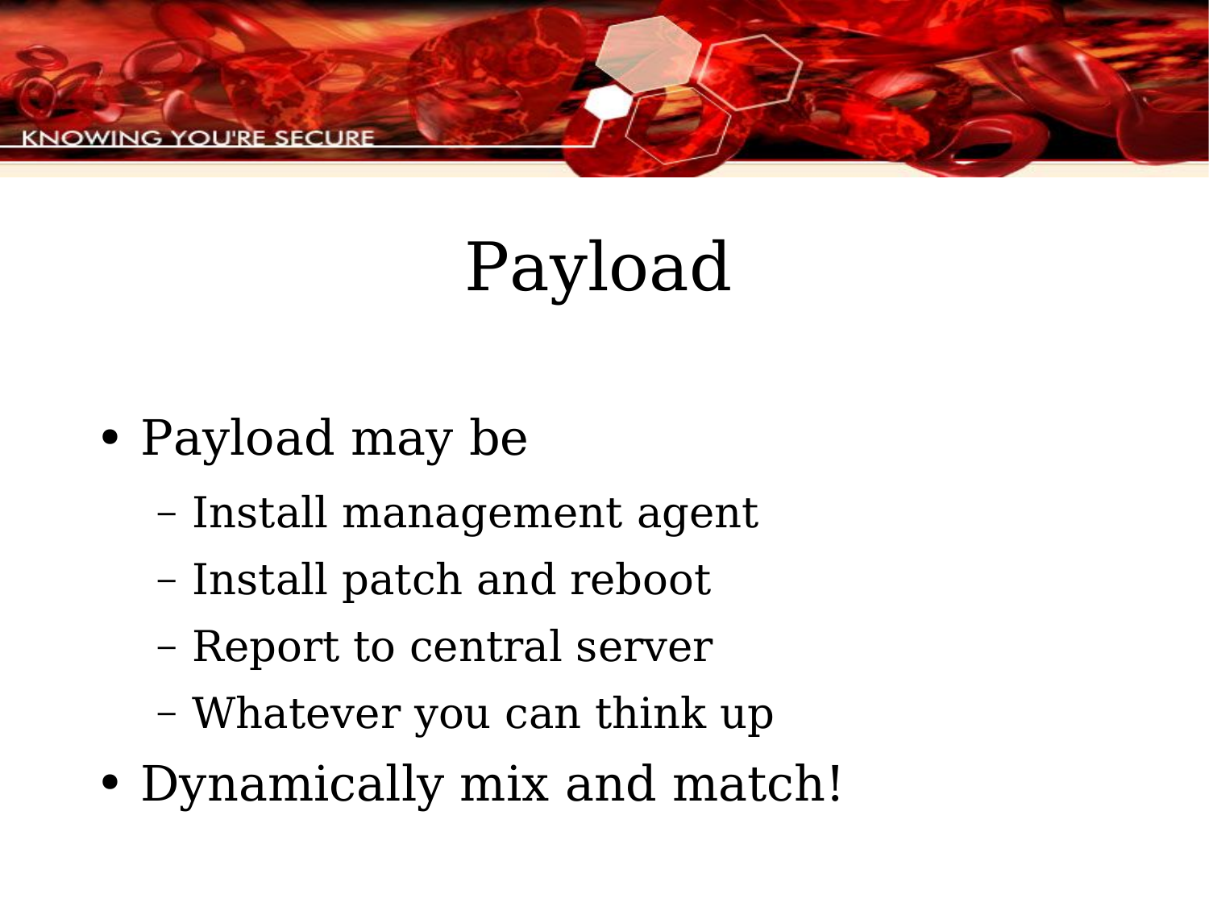# Payload

- Payload may be
  - Install management agent
  - Install patch and reboot
  - Report to central server
  - Whatever you can think up
- Dynamically mix and match!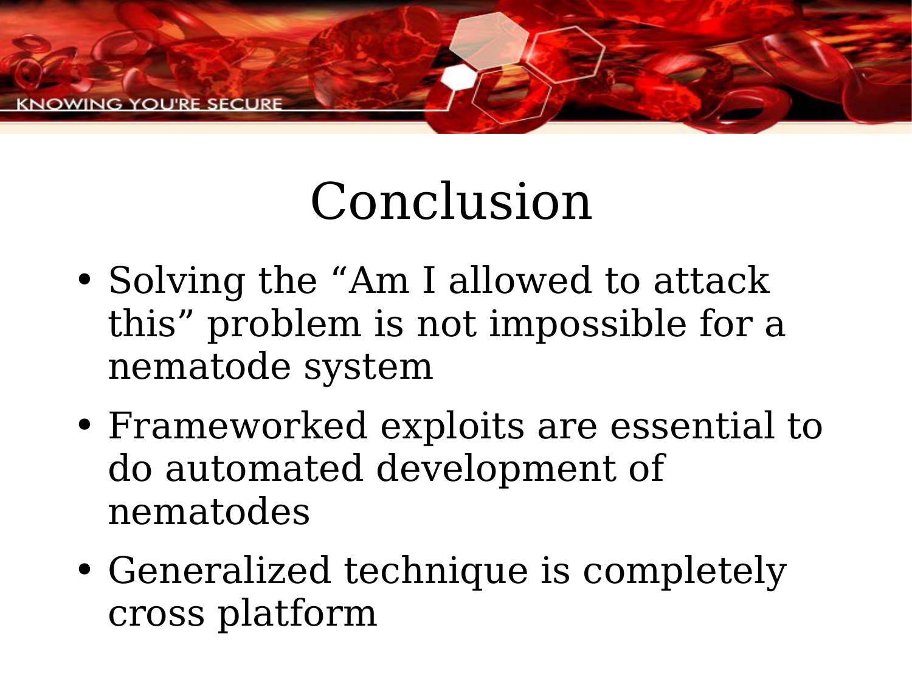# Conclusion

- Solving the “Am I allowed to attack this” problem is not impossible for a nematode system
- Frameworked exploits are essential to do automated development of nematodes
- Generalized technique is completely cross platform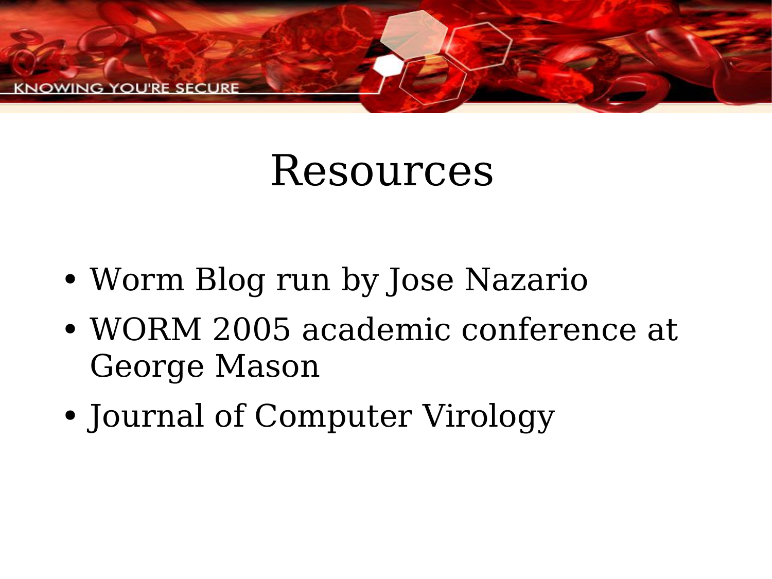# Resources

- Worm Blog run by Jose Nazario
- WORM 2005 academic conference at George Mason
- Journal of Computer Virology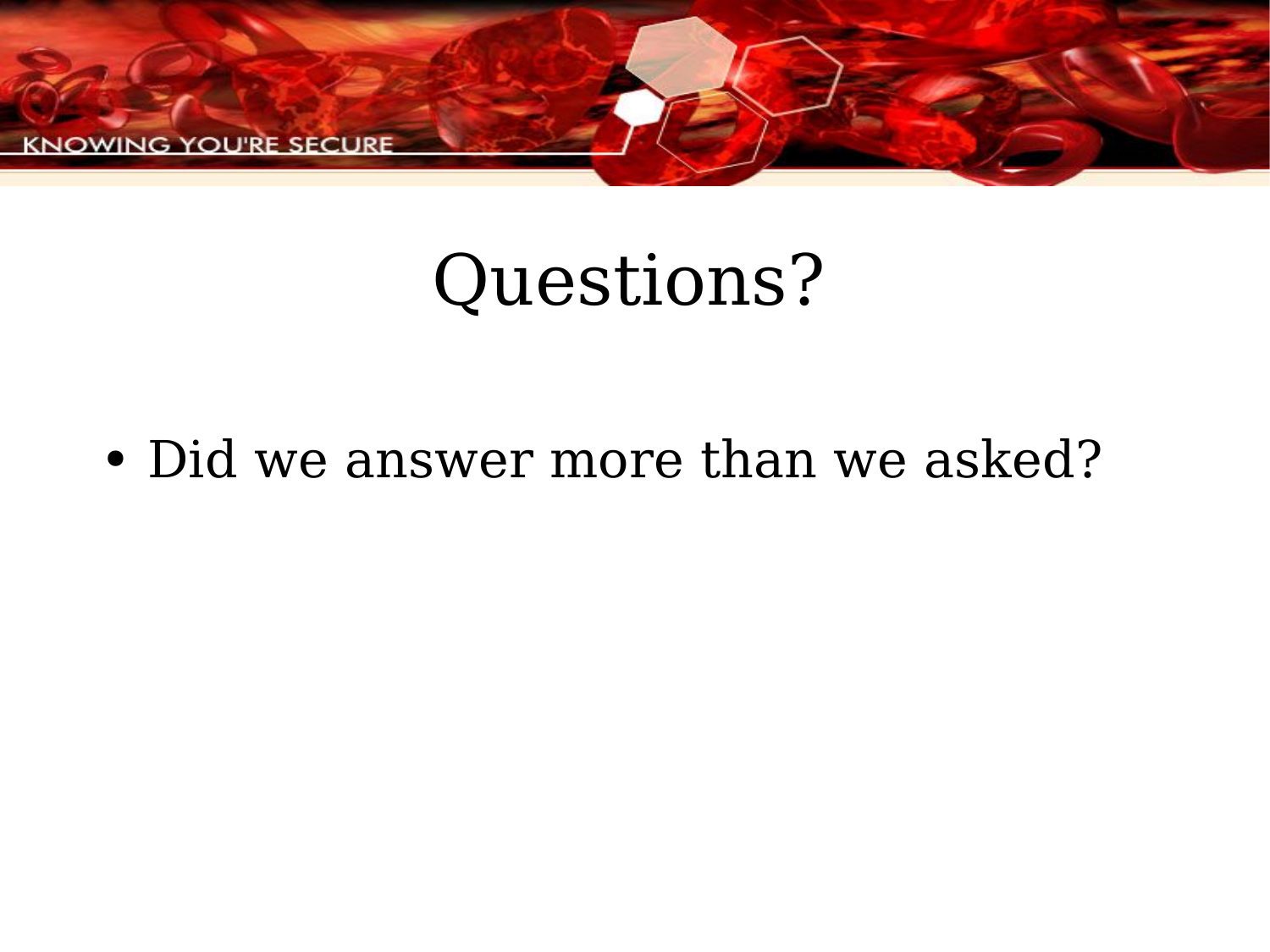# Questions?

- Did we answer more than we asked?